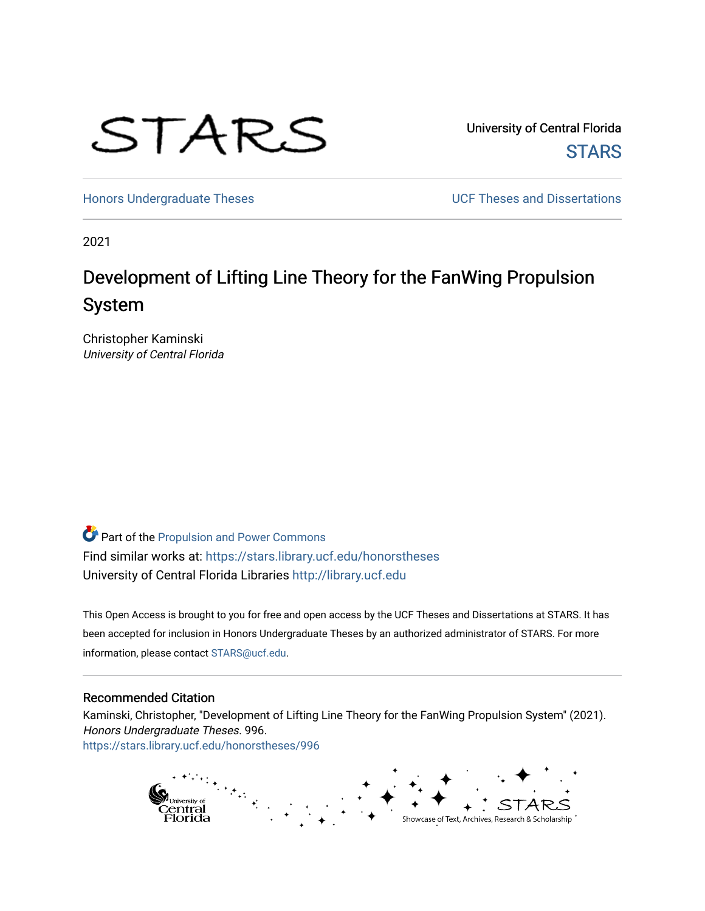University of Central Florida

STARS

Honors Undergraduate Theses

UCF Theses and Dissertations

2021

# Development of Lifting Line Theory for the FanWing Propulsion System

Christopher Kaminski
*University of Central Florida*

Part of the Propulsion and Power Commons

Find similar works at: https://stars.library.ucf.edu/honorstheses

University of Central Florida Libraries http://library.ucf.edu

This Open Access is brought to you for free and open access by the UCF Theses and Dissertations at STARS. It has been accepted for inclusion in Honors Undergraduate Theses by an authorized administrator of STARS. For more information, please contact STARS@ucf.edu.

## Recommended Citation

Kaminski, Christopher, "Development of Lifting Line Theory for the FanWing Propulsion System" (2021). *Honors Undergraduate Theses*. 996.
https://stars.library.ucf.edu/honorstheses/996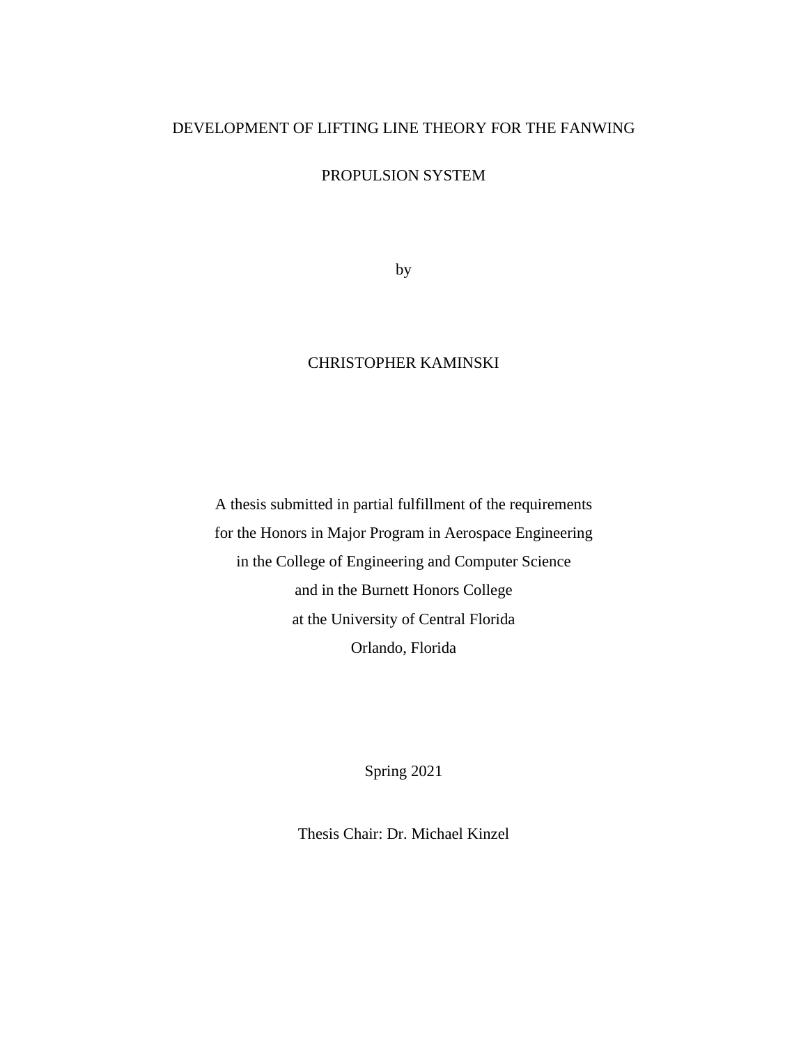# DEVELOPMENT OF LIFTING LINE THEORY FOR THE FANWING PROPULSION SYSTEM

by

CHRISTOPHER KAMINSKI

A thesis submitted in partial fulfillment of the requirements
for the Honors in Major Program in Aerospace Engineering
in the College of Engineering and Computer Science
and in the Burnett Honors College
at the University of Central Florida
Orlando, Florida

Spring 2021

Thesis Chair: Dr. Michael Kinzel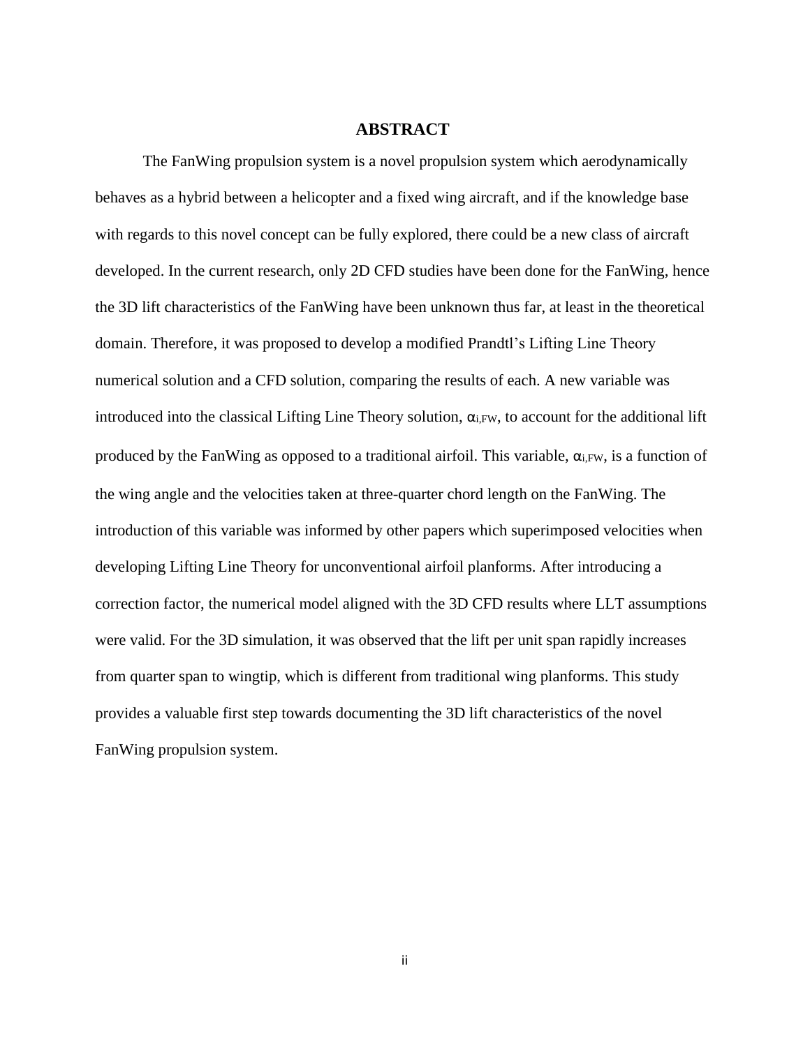# ABSTRACT

The FanWing propulsion system is a novel propulsion system which aerodynamically behaves as a hybrid between a helicopter and a fixed wing aircraft, and if the knowledge base with regards to this novel concept can be fully explored, there could be a new class of aircraft developed. In the current research, only 2D CFD studies have been done for the FanWing, hence the 3D lift characteristics of the FanWing have been unknown thus far, at least in the theoretical domain. Therefore, it was proposed to develop a modified Prandtl's Lifting Line Theory numerical solution and a CFD solution, comparing the results of each. A new variable was introduced into the classical Lifting Line Theory solution, $\alpha_{i,FW}$, to account for the additional lift produced by the FanWing as opposed to a traditional airfoil. This variable, $\alpha_{i,FW}$, is a function of the wing angle and the velocities taken at three-quarter chord length on the FanWing. The introduction of this variable was informed by other papers which superimposed velocities when developing Lifting Line Theory for unconventional airfoil planforms. After introducing a correction factor, the numerical model aligned with the 3D CFD results where LLT assumptions were valid. For the 3D simulation, it was observed that the lift per unit span rapidly increases from quarter span to wingtip, which is different from traditional wing planforms. This study provides a valuable first step towards documenting the 3D lift characteristics of the novel FanWing propulsion system.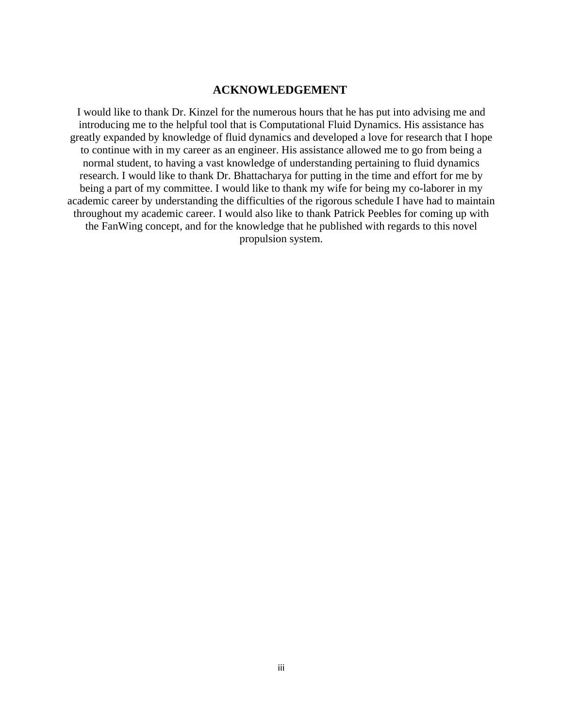## ACKNOWLEDGEMENT

I would like to thank Dr. Kinzel for the numerous hours that he has put into advising me and introducing me to the helpful tool that is Computational Fluid Dynamics. His assistance has greatly expanded by knowledge of fluid dynamics and developed a love for research that I hope to continue with in my career as an engineer. His assistance allowed me to go from being a normal student, to having a vast knowledge of understanding pertaining to fluid dynamics research. I would like to thank Dr. Bhattacharya for putting in the time and effort for me by being a part of my committee. I would like to thank my wife for being my co-laborer in my academic career by understanding the difficulties of the rigorous schedule I have had to maintain throughout my academic career. I would also like to thank Patrick Peebles for coming up with the FanWing concept, and for the knowledge that he published with regards to this novel propulsion system.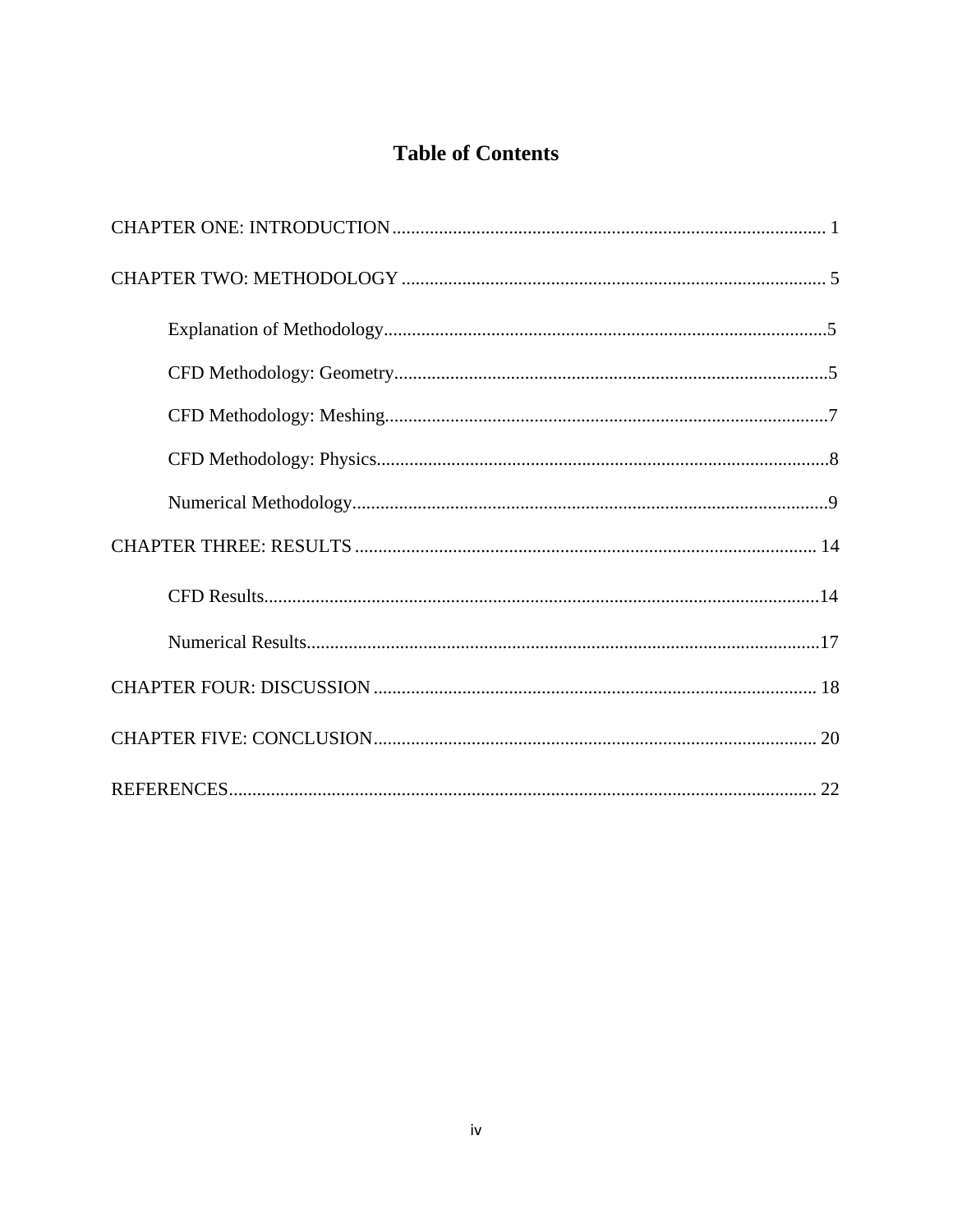# Table of Contents

CHAPTER ONE: INTRODUCTION ............................................................................................ 1

CHAPTER TWO: METHODOLOGY .......................................................................................... 5

- Explanation of Methodology..............................................................................................5
- CFD Methodology: Geometry............................................................................................5
- CFD Methodology: Meshing..............................................................................................7
- CFD Methodology: Physics................................................................................................8
- Numerical Methodology.....................................................................................................9

CHAPTER THREE: RESULTS .................................................................................................. 14

- CFD Results......................................................................................................................14
- Numerical Results.............................................................................................................17

CHAPTER FOUR: DISCUSSION .............................................................................................. 18

CHAPTER FIVE: CONCLUSION .............................................................................................. 20

REFERENCES ............................................................................................................................. 22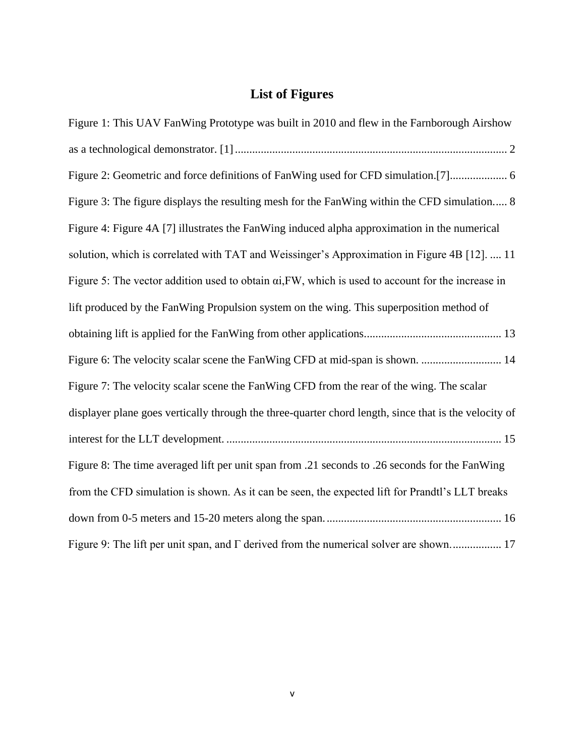# List of Figures

Figure 1: This UAV FanWing Prototype was built in 2010 and flew in the Farnborough Airshow as a technological demonstrator. [1] .............................................................................................. 2

Figure 2: Geometric and force definitions of FanWing used for CFD simulation.[7].................... 6

Figure 3: The figure displays the resulting mesh for the FanWing within the CFD simulation..... 8

Figure 4: Figure 4A [7] illustrates the FanWing induced alpha approximation in the numerical solution, which is correlated with TAT and Weissinger's Approximation in Figure 4B [12]. .... 11

Figure 5: The vector addition used to obtain $\alpha_{i,FW}$, which is used to account for the increase in lift produced by the FanWing Propulsion system on the wing. This superposition method of obtaining lift is applied for the FanWing from other applications................................................ 13

Figure 6: The velocity scalar scene the FanWing CFD at mid-span is shown. ............................ 14

Figure 7: The velocity scalar scene the FanWing CFD from the rear of the wing. The scalar displayer plane goes vertically through the three-quarter chord length, since that is the velocity of interest for the LLT development. ............................................................................................... 15

Figure 8: The time averaged lift per unit span from .21 seconds to .26 seconds for the FanWing from the CFD simulation is shown. As it can be seen, the expected lift for Prandtl's LLT breaks down from 0-5 meters and 15-20 meters along the span. ............................................................ 16

Figure 9: The lift per unit span, and $\Gamma$ derived from the numerical solver are shown. ................ 17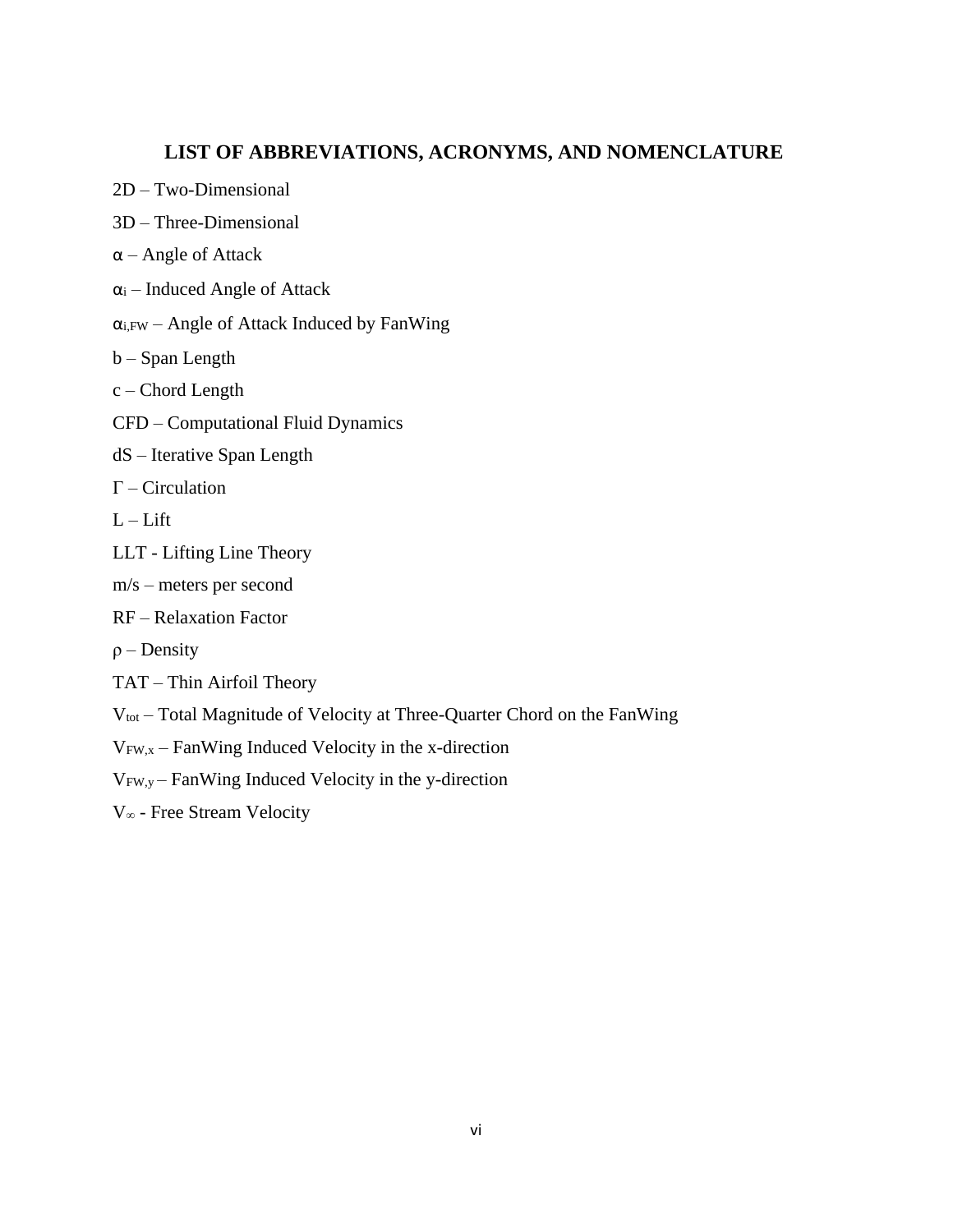## LIST OF ABBREVIATIONS, ACRONYMS, AND NOMENCLATURE

2D – Two-Dimensional

3D – Three-Dimensional

$\alpha$ – Angle of Attack

$\alpha_i$ – Induced Angle of Attack

$\alpha_{i,FW}$ – Angle of Attack Induced by FanWing

b – Span Length

c – Chord Length

CFD – Computational Fluid Dynamics

dS – Iterative Span Length

$\Gamma$ – Circulation

L – Lift

LLT - Lifting Line Theory

m/s – meters per second

RF – Relaxation Factor

$\rho$ – Density

TAT – Thin Airfoil Theory

$V_{tot}$ – Total Magnitude of Velocity at Three-Quarter Chord on the FanWing

$V_{FW,x}$ – FanWing Induced Velocity in the x-direction

$V_{FW,y}$ – FanWing Induced Velocity in the y-direction

$V_{\infty}$ - Free Stream Velocity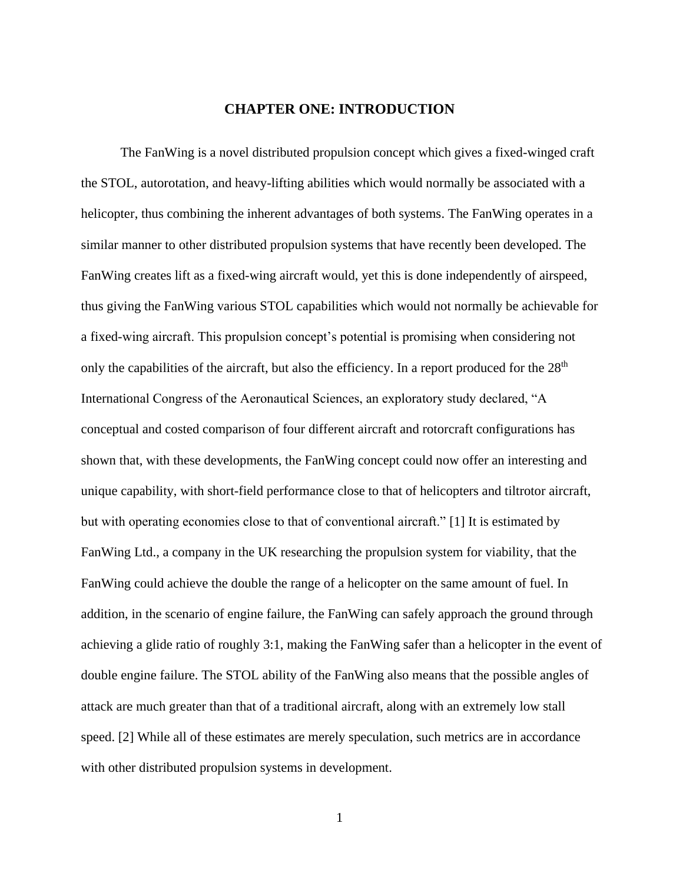# CHAPTER ONE: INTRODUCTION

The FanWing is a novel distributed propulsion concept which gives a fixed-winged craft the STOL, autorotation, and heavy-lifting abilities which would normally be associated with a helicopter, thus combining the inherent advantages of both systems. The FanWing operates in a similar manner to other distributed propulsion systems that have recently been developed. The FanWing creates lift as a fixed-wing aircraft would, yet this is done independently of airspeed, thus giving the FanWing various STOL capabilities which would not normally be achievable for a fixed-wing aircraft. This propulsion concept's potential is promising when considering not only the capabilities of the aircraft, but also the efficiency. In a report produced for the 28th International Congress of the Aeronautical Sciences, an exploratory study declared, "A conceptual and costed comparison of four different aircraft and rotorcraft configurations has shown that, with these developments, the FanWing concept could now offer an interesting and unique capability, with short-field performance close to that of helicopters and tiltrotor aircraft, but with operating economies close to that of conventional aircraft." [1] It is estimated by FanWing Ltd., a company in the UK researching the propulsion system for viability, that the FanWing could achieve the double the range of a helicopter on the same amount of fuel. In addition, in the scenario of engine failure, the FanWing can safely approach the ground through achieving a glide ratio of roughly 3:1, making the FanWing safer than a helicopter in the event of double engine failure. The STOL ability of the FanWing also means that the possible angles of attack are much greater than that of a traditional aircraft, along with an extremely low stall speed. [2] While all of these estimates are merely speculation, such metrics are in accordance with other distributed propulsion systems in development.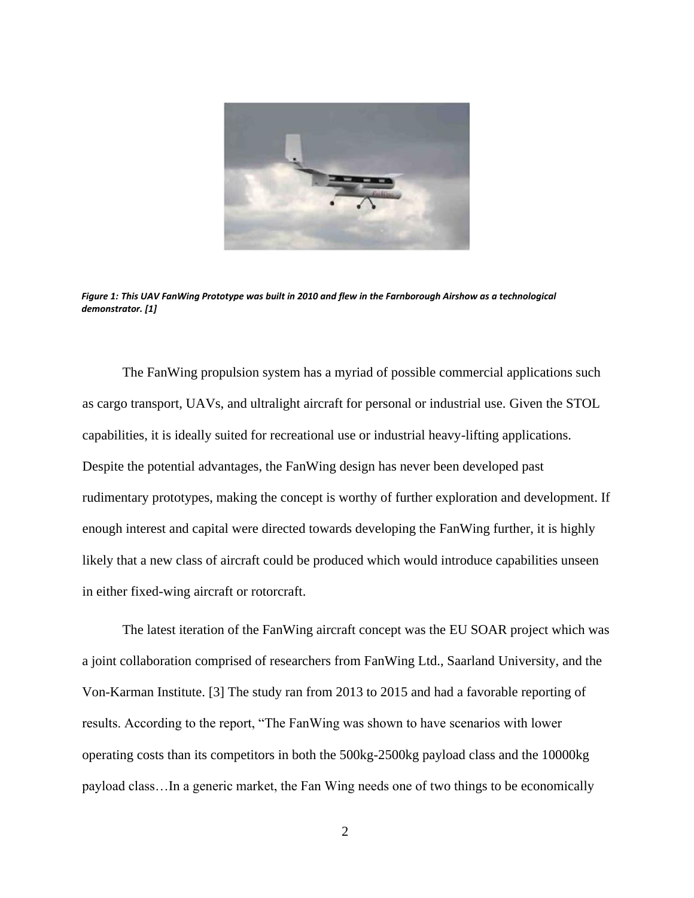*Figure 1: This UAV FanWing Prototype was built in 2010 and flew in the Farnborough Airshow as a technological demonstrator. [1]*

The FanWing propulsion system has a myriad of possible commercial applications such as cargo transport, UAVs, and ultralight aircraft for personal or industrial use. Given the STOL capabilities, it is ideally suited for recreational use or industrial heavy-lifting applications. Despite the potential advantages, the FanWing design has never been developed past rudimentary prototypes, making the concept is worthy of further exploration and development. If enough interest and capital were directed towards developing the FanWing further, it is highly likely that a new class of aircraft could be produced which would introduce capabilities unseen in either fixed-wing aircraft or rotorcraft.

The latest iteration of the FanWing aircraft concept was the EU SOAR project which was a joint collaboration comprised of researchers from FanWing Ltd., Saarland University, and the Von-Karman Institute. [3] The study ran from 2013 to 2015 and had a favorable reporting of results. According to the report, "The FanWing was shown to have scenarios with lower operating costs than its competitors in both the 500kg-2500kg payload class and the 10000kg payload class…In a generic market, the Fan Wing needs one of two things to be economically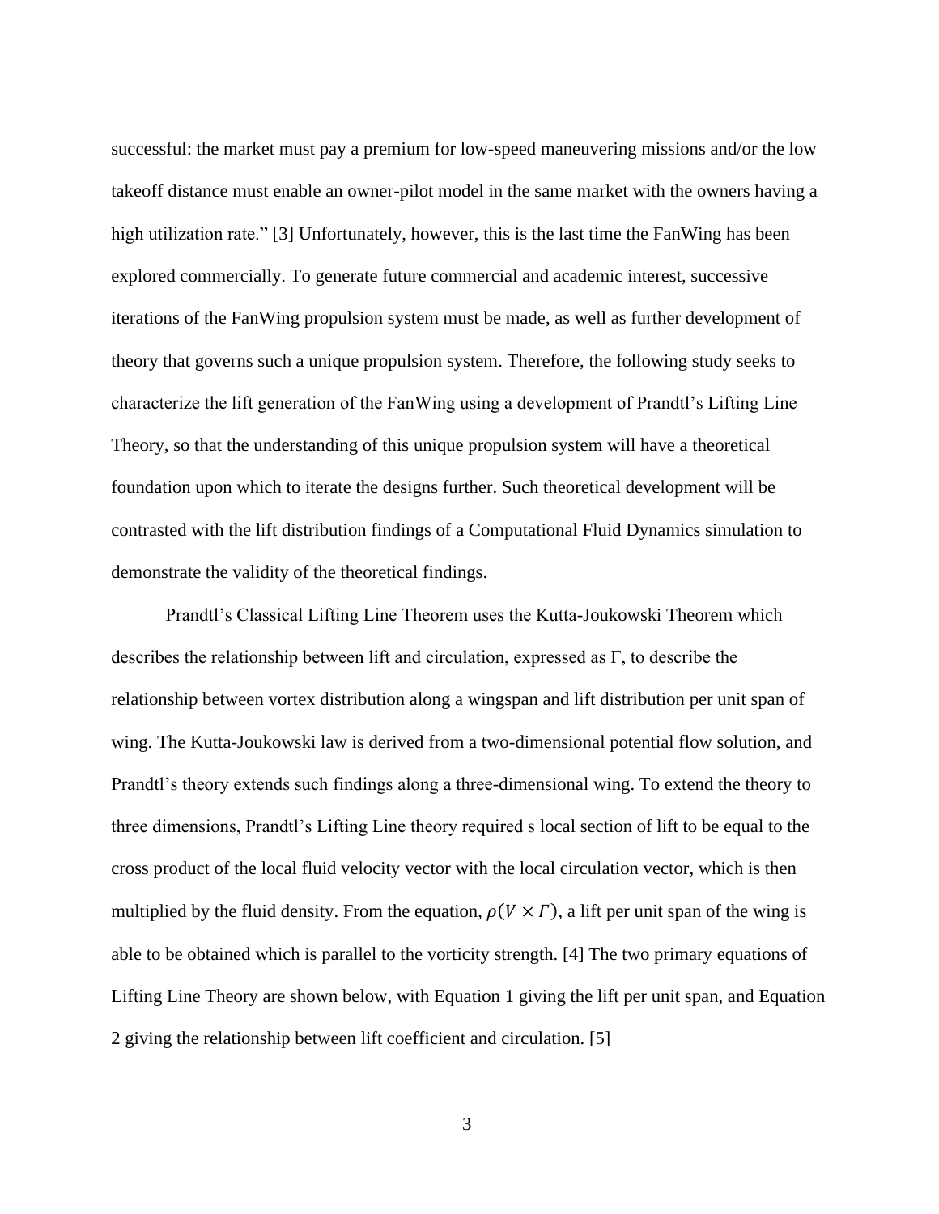successful: the market must pay a premium for low-speed maneuvering missions and/or the low takeoff distance must enable an owner-pilot model in the same market with the owners having a high utilization rate." [3] Unfortunately, however, this is the last time the FanWing has been explored commercially. To generate future commercial and academic interest, successive iterations of the FanWing propulsion system must be made, as well as further development of theory that governs such a unique propulsion system. Therefore, the following study seeks to characterize the lift generation of the FanWing using a development of Prandtl's Lifting Line Theory, so that the understanding of this unique propulsion system will have a theoretical foundation upon which to iterate the designs further. Such theoretical development will be contrasted with the lift distribution findings of a Computational Fluid Dynamics simulation to demonstrate the validity of the theoretical findings.

Prandtl's Classical Lifting Line Theorem uses the Kutta-Joukowski Theorem which describes the relationship between lift and circulation, expressed as Γ, to describe the relationship between vortex distribution along a wingspan and lift distribution per unit span of wing. The Kutta-Joukowski law is derived from a two-dimensional potential flow solution, and Prandtl's theory extends such findings along a three-dimensional wing. To extend the theory to three dimensions, Prandtl's Lifting Line theory required s local section of lift to be equal to the cross product of the local fluid velocity vector with the local circulation vector, which is then multiplied by the fluid density. From the equation, $\rho(V \times \Gamma)$, a lift per unit span of the wing is able to be obtained which is parallel to the vorticity strength. [4] The two primary equations of Lifting Line Theory are shown below, with Equation 1 giving the lift per unit span, and Equation 2 giving the relationship between lift coefficient and circulation. [5]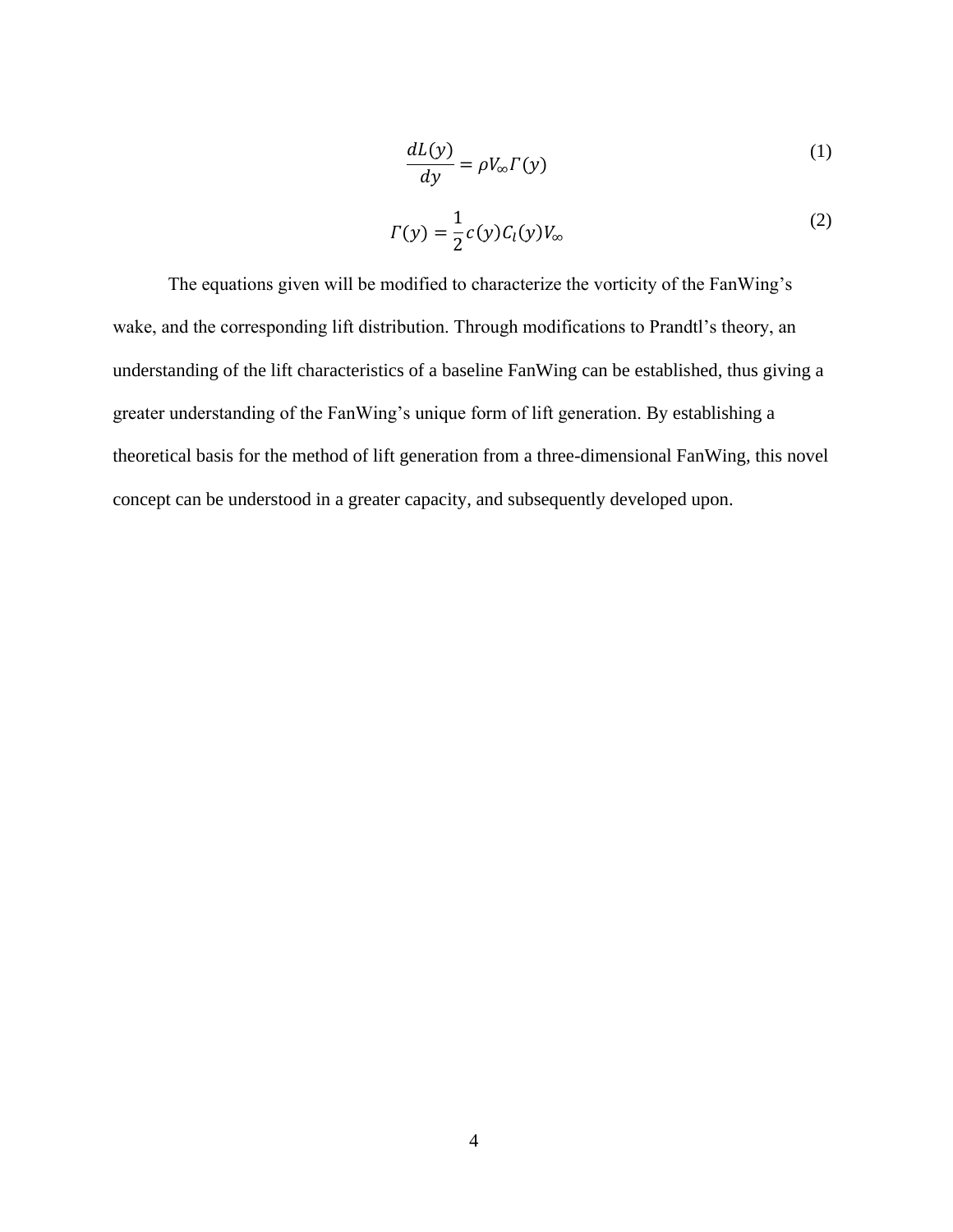$$\frac{dL(y)}{dy} = \rho V_{\infty} \Gamma(y) \tag{1}$$

$$\Gamma(y) = \frac{1}{2} c(y) C_l(y) V_{\infty} \tag{2}$$

The equations given will be modified to characterize the vorticity of the FanWing's wake, and the corresponding lift distribution. Through modifications to Prandtl's theory, an understanding of the lift characteristics of a baseline FanWing can be established, thus giving a greater understanding of the FanWing's unique form of lift generation. By establishing a theoretical basis for the method of lift generation from a three-dimensional FanWing, this novel concept can be understood in a greater capacity, and subsequently developed upon.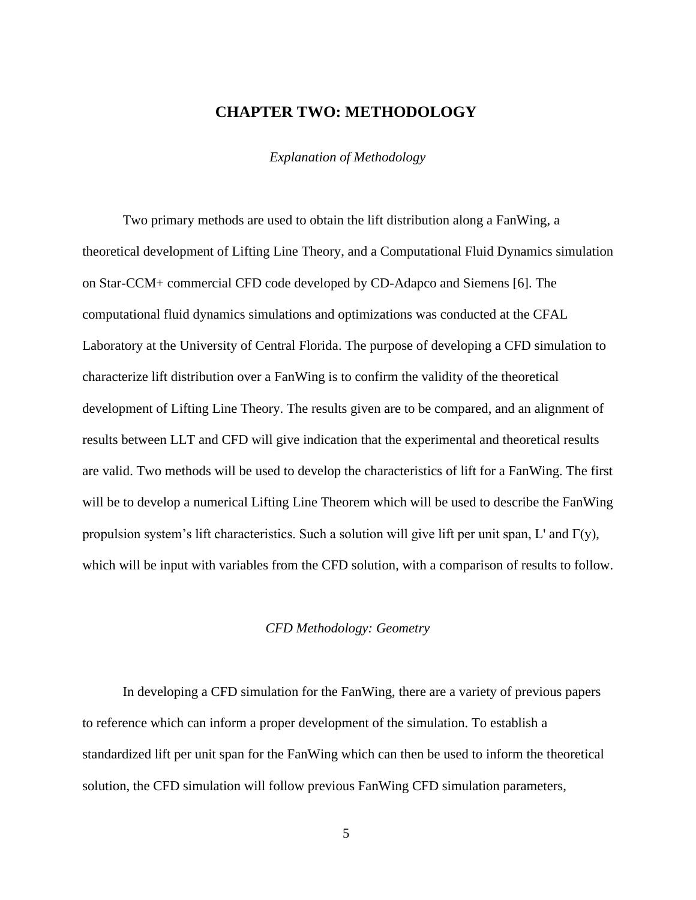# CHAPTER TWO: METHODOLOGY

## *Explanation of Methodology*

Two primary methods are used to obtain the lift distribution along a FanWing, a theoretical development of Lifting Line Theory, and a Computational Fluid Dynamics simulation on Star-CCM+ commercial CFD code developed by CD-Adapco and Siemens [6]. The computational fluid dynamics simulations and optimizations was conducted at the CFAL Laboratory at the University of Central Florida. The purpose of developing a CFD simulation to characterize lift distribution over a FanWing is to confirm the validity of the theoretical development of Lifting Line Theory. The results given are to be compared, and an alignment of results between LLT and CFD will give indication that the experimental and theoretical results are valid. Two methods will be used to develop the characteristics of lift for a FanWing. The first will be to develop a numerical Lifting Line Theorem which will be used to describe the FanWing propulsion system's lift characteristics. Such a solution will give lift per unit span, L' and $\Gamma(y)$, which will be input with variables from the CFD solution, with a comparison of results to follow.

## *CFD Methodology: Geometry*

In developing a CFD simulation for the FanWing, there are a variety of previous papers to reference which can inform a proper development of the simulation. To establish a standardized lift per unit span for the FanWing which can then be used to inform the theoretical solution, the CFD simulation will follow previous FanWing CFD simulation parameters,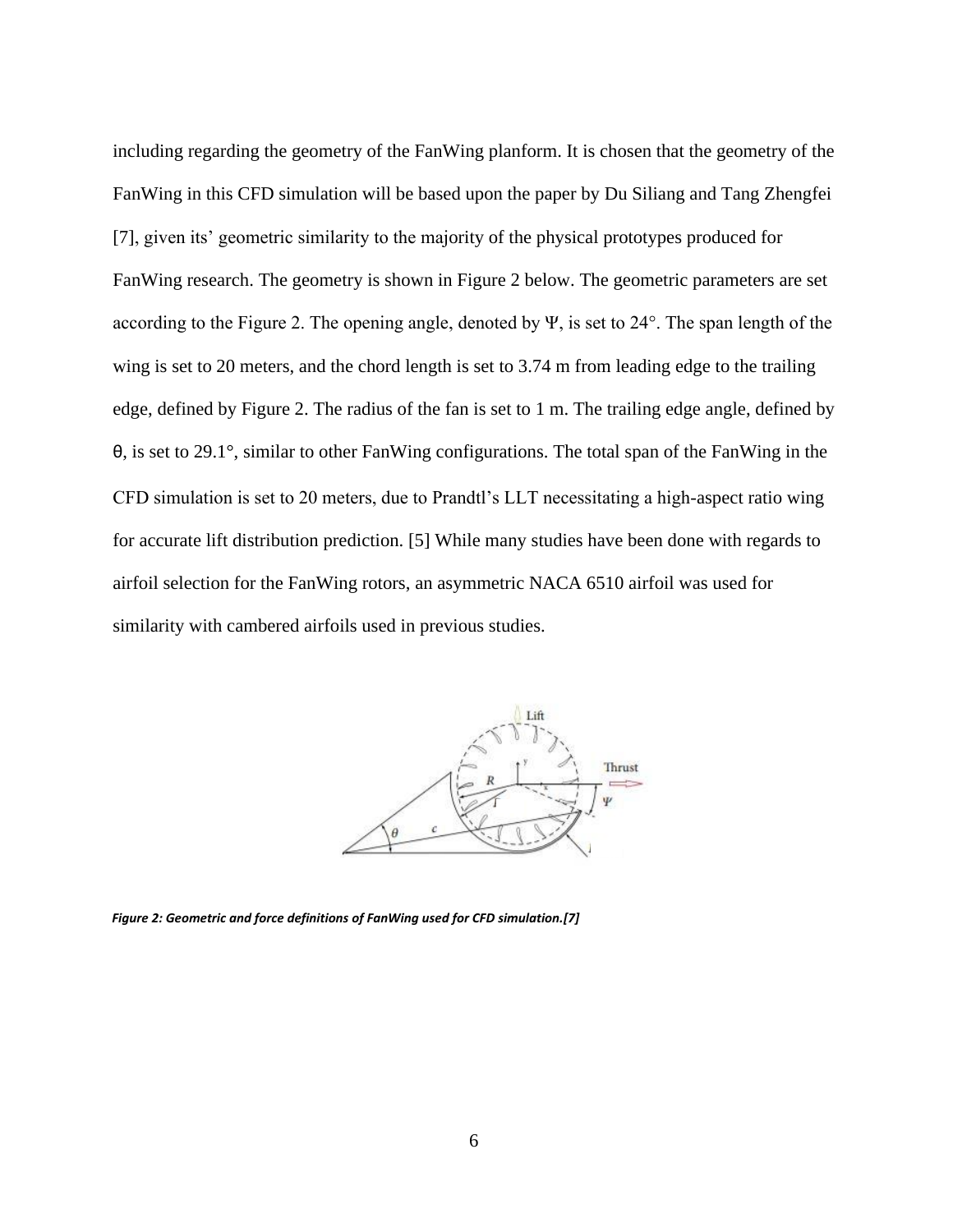including regarding the geometry of the FanWing planform. It is chosen that the geometry of the FanWing in this CFD simulation will be based upon the paper by Du Siliang and Tang Zhengfei [7], given its' geometric similarity to the majority of the physical prototypes produced for FanWing research. The geometry is shown in Figure 2 below. The geometric parameters are set according to the Figure 2. The opening angle, denoted by Ψ, is set to 24°. The span length of the wing is set to 20 meters, and the chord length is set to 3.74 m from leading edge to the trailing edge, defined by Figure 2. The radius of the fan is set to 1 m. The trailing edge angle, defined by θ, is set to 29.1°, similar to other FanWing configurations. The total span of the FanWing in the CFD simulation is set to 20 meters, due to Prandtl's LLT necessitating a high-aspect ratio wing for accurate lift distribution prediction. [5] While many studies have been done with regards to airfoil selection for the FanWing rotors, an asymmetric NACA 6510 airfoil was used for similarity with cambered airfoils used in previous studies.

*Figure 2: Geometric and force definitions of FanWing used for CFD simulation.[7]*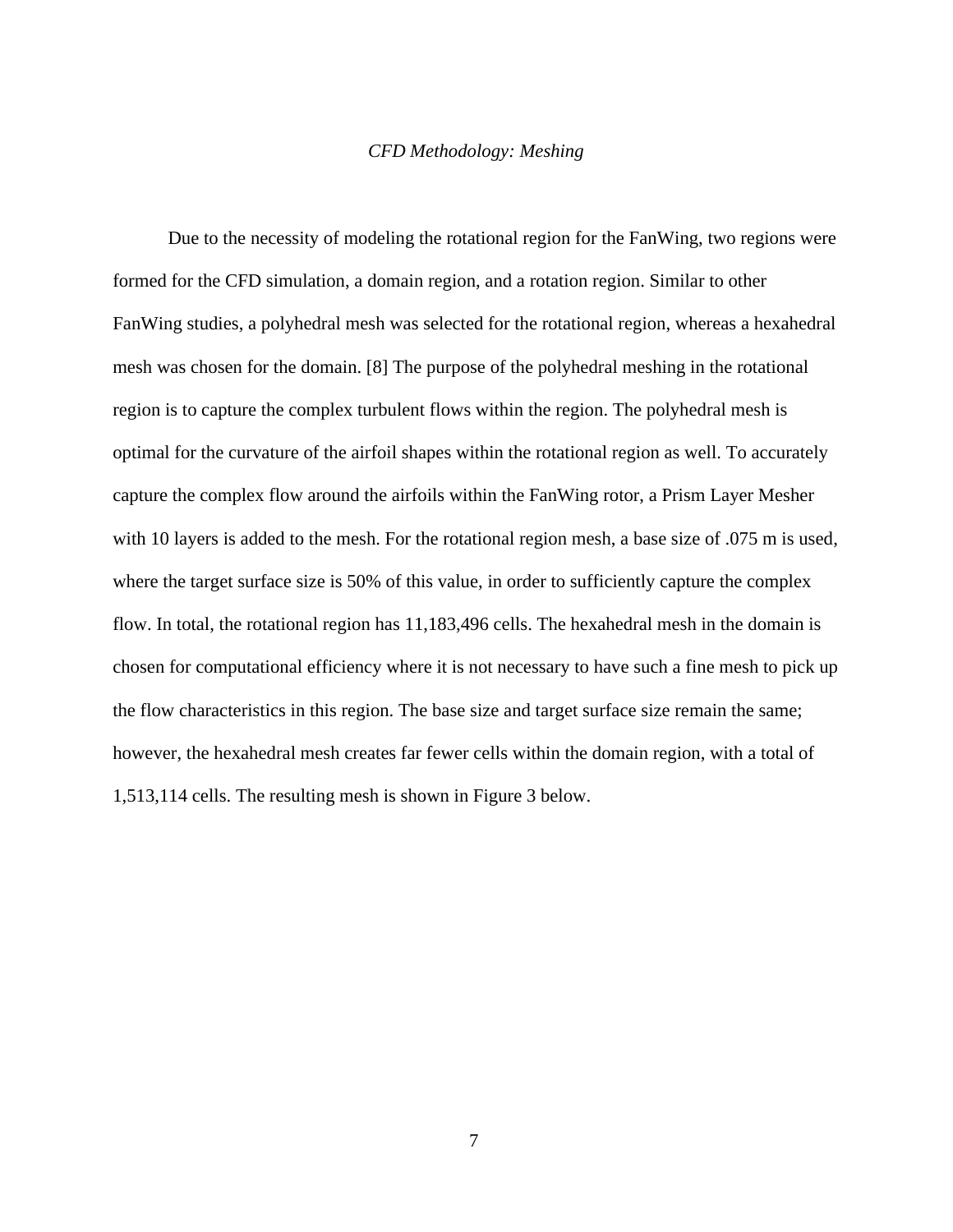## *CFD Methodology: Meshing*

Due to the necessity of modeling the rotational region for the FanWing, two regions were formed for the CFD simulation, a domain region, and a rotation region. Similar to other FanWing studies, a polyhedral mesh was selected for the rotational region, whereas a hexahedral mesh was chosen for the domain. [8] The purpose of the polyhedral meshing in the rotational region is to capture the complex turbulent flows within the region. The polyhedral mesh is optimal for the curvature of the airfoil shapes within the rotational region as well. To accurately capture the complex flow around the airfoils within the FanWing rotor, a Prism Layer Mesher with 10 layers is added to the mesh. For the rotational region mesh, a base size of .075 m is used, where the target surface size is 50% of this value, in order to sufficiently capture the complex flow. In total, the rotational region has 11,183,496 cells. The hexahedral mesh in the domain is chosen for computational efficiency where it is not necessary to have such a fine mesh to pick up the flow characteristics in this region. The base size and target surface size remain the same; however, the hexahedral mesh creates far fewer cells within the domain region, with a total of 1,513,114 cells. The resulting mesh is shown in Figure 3 below.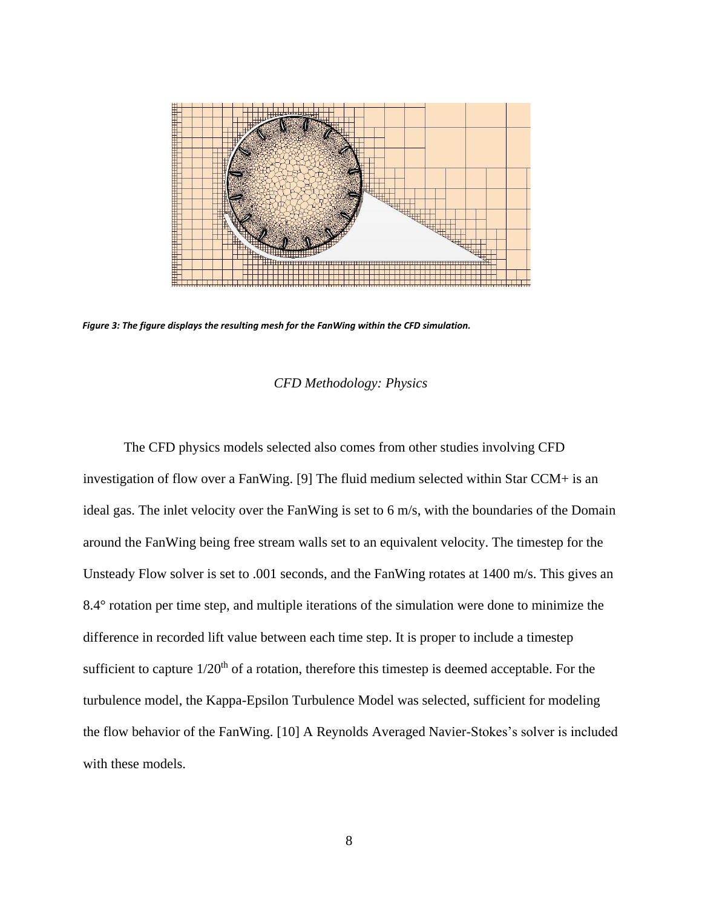*Figure 3: The figure displays the resulting mesh for the FanWing within the CFD simulation.*

## *CFD Methodology: Physics*

The CFD physics models selected also comes from other studies involving CFD investigation of flow over a FanWing. [9] The fluid medium selected within Star CCM+ is an ideal gas. The inlet velocity over the FanWing is set to 6 m/s, with the boundaries of the Domain around the FanWing being free stream walls set to an equivalent velocity. The timestep for the Unsteady Flow solver is set to .001 seconds, and the FanWing rotates at 1400 m/s. This gives an 8.4° rotation per time step, and multiple iterations of the simulation were done to minimize the difference in recorded lift value between each time step. It is proper to include a timestep sufficient to capture $1/20^{th}$ of a rotation, therefore this timestep is deemed acceptable. For the turbulence model, the Kappa-Epsilon Turbulence Model was selected, sufficient for modeling the flow behavior of the FanWing. [10] A Reynolds Averaged Navier-Stokes's solver is included with these models.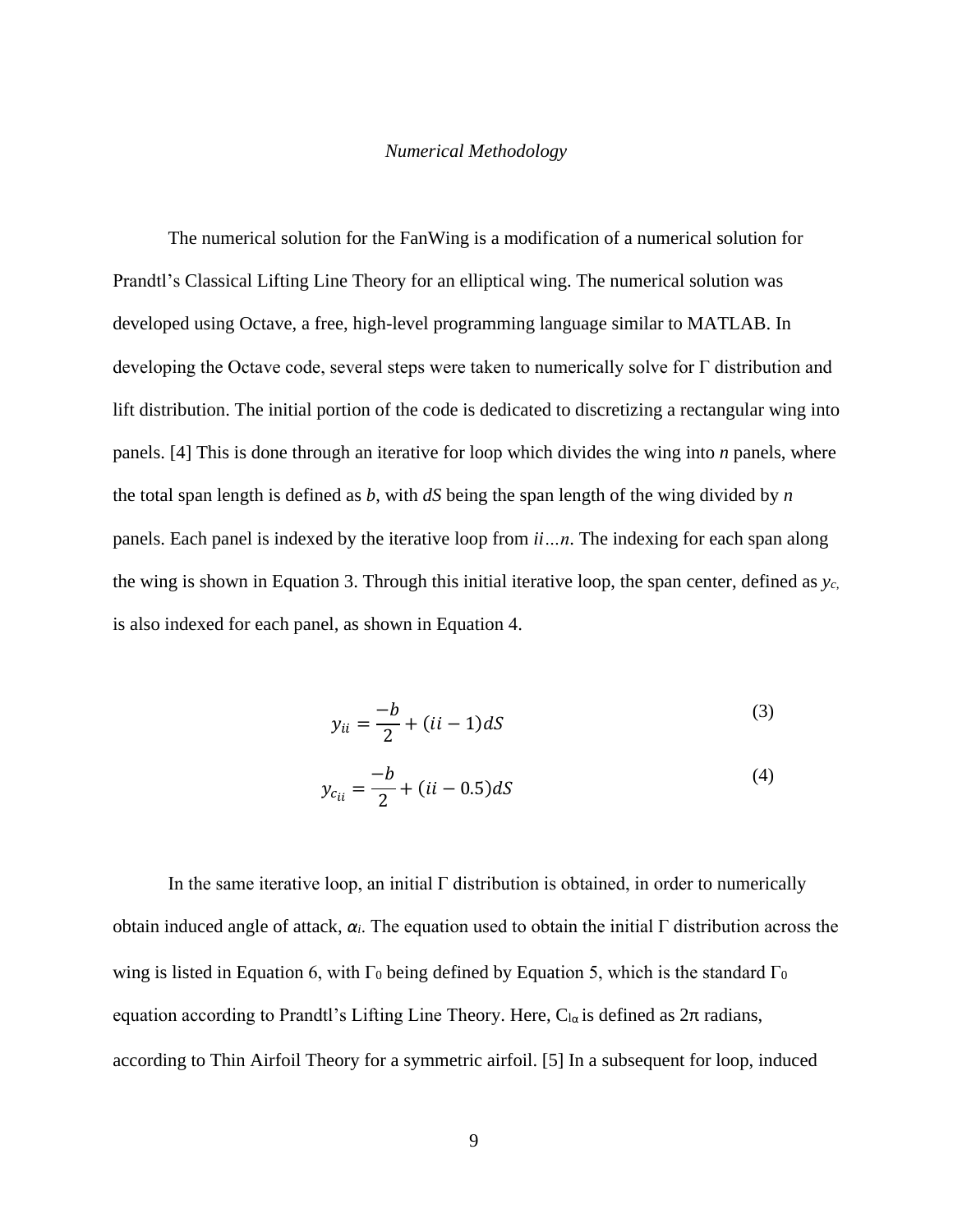*Numerical Methodology*

The numerical solution for the FanWing is a modification of a numerical solution for Prandtl's Classical Lifting Line Theory for an elliptical wing. The numerical solution was developed using Octave, a free, high-level programming language similar to MATLAB. In developing the Octave code, several steps were taken to numerically solve for Γ distribution and lift distribution. The initial portion of the code is dedicated to discretizing a rectangular wing into panels. [4] This is done through an iterative for loop which divides the wing into *n* panels, where the total span length is defined as *b*, with *dS* being the span length of the wing divided by *n* panels. Each panel is indexed by the iterative loop from *ii…n*. The indexing for each span along the wing is shown in Equation 3. Through this initial iterative loop, the span center, defined as $y_c$, is also indexed for each panel, as shown in Equation 4.

$$y_{ii} = \frac{-b}{2} + (ii - 1)dS \tag{3}$$

$$y_{c_{ii}} = \frac{-b}{2} + (ii - 0.5)dS \tag{4}$$

In the same iterative loop, an initial Γ distribution is obtained, in order to numerically obtain induced angle of attack, $\alpha_i$. The equation used to obtain the initial Γ distribution across the wing is listed in Equation 6, with $\Gamma_0$ being defined by Equation 5, which is the standard $\Gamma_0$ equation according to Prandtl's Lifting Line Theory. Here, $C_{l\alpha}$ is defined as 2π radians, according to Thin Airfoil Theory for a symmetric airfoil. [5] In a subsequent for loop, induced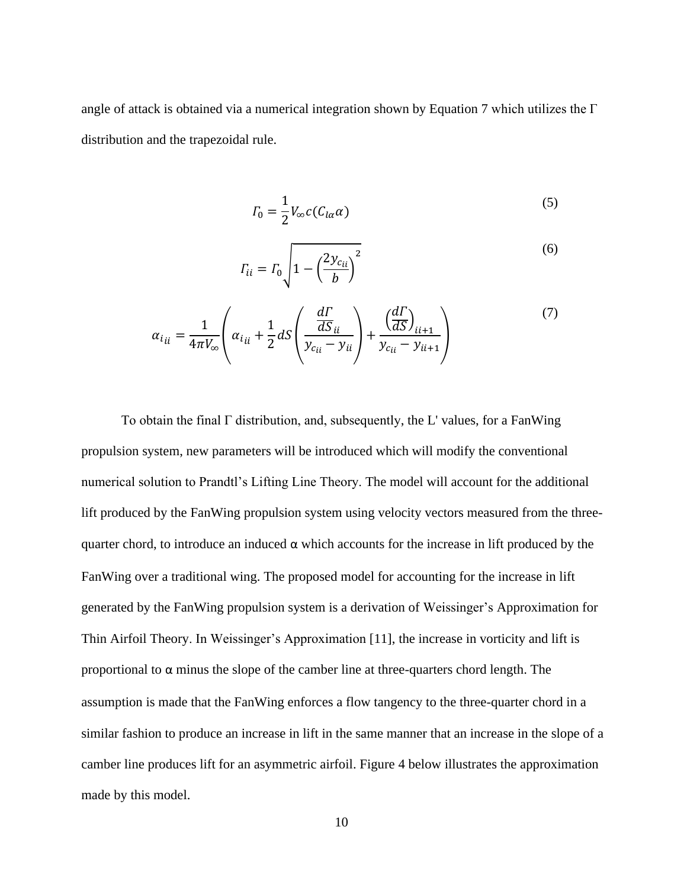angle of attack is obtained via a numerical integration shown by Equation 7 which utilizes the Γ distribution and the trapezoidal rule.

$$\Gamma_0 = \frac{1}{2} V_\infty c (C_{l\alpha} \alpha) \tag{5}$$

$$\Gamma_{ii} = \Gamma_0 \sqrt{1 - \left(\frac{2y_{c_{ii}}}{b}\right)^2} \tag{6}$$

$$\alpha_{i_{ii}} = \frac{1}{4\pi V_\infty}\left(\alpha_{i_{ii}} + \frac{1}{2} dS \left(\frac{\frac{d\Gamma}{dS}_{ii}}{y_{c_{ii}} - y_{ii}}\right) + \frac{\left(\frac{d\Gamma}{dS}\right)_{ii+1}}{y_{c_{ii}} - y_{ii+1}}\right) \tag{7}$$

To obtain the final Γ distribution, and, subsequently, the L' values, for a FanWing propulsion system, new parameters will be introduced which will modify the conventional numerical solution to Prandtl's Lifting Line Theory. The model will account for the additional lift produced by the FanWing propulsion system using velocity vectors measured from the three-quarter chord, to introduce an induced α which accounts for the increase in lift produced by the FanWing over a traditional wing. The proposed model for accounting for the increase in lift generated by the FanWing propulsion system is a derivation of Weissinger's Approximation for Thin Airfoil Theory. In Weissinger's Approximation [11], the increase in vorticity and lift is proportional to α minus the slope of the camber line at three-quarters chord length. The assumption is made that the FanWing enforces a flow tangency to the three-quarter chord in a similar fashion to produce an increase in lift in the same manner that an increase in the slope of a camber line produces lift for an asymmetric airfoil. Figure 4 below illustrates the approximation made by this model.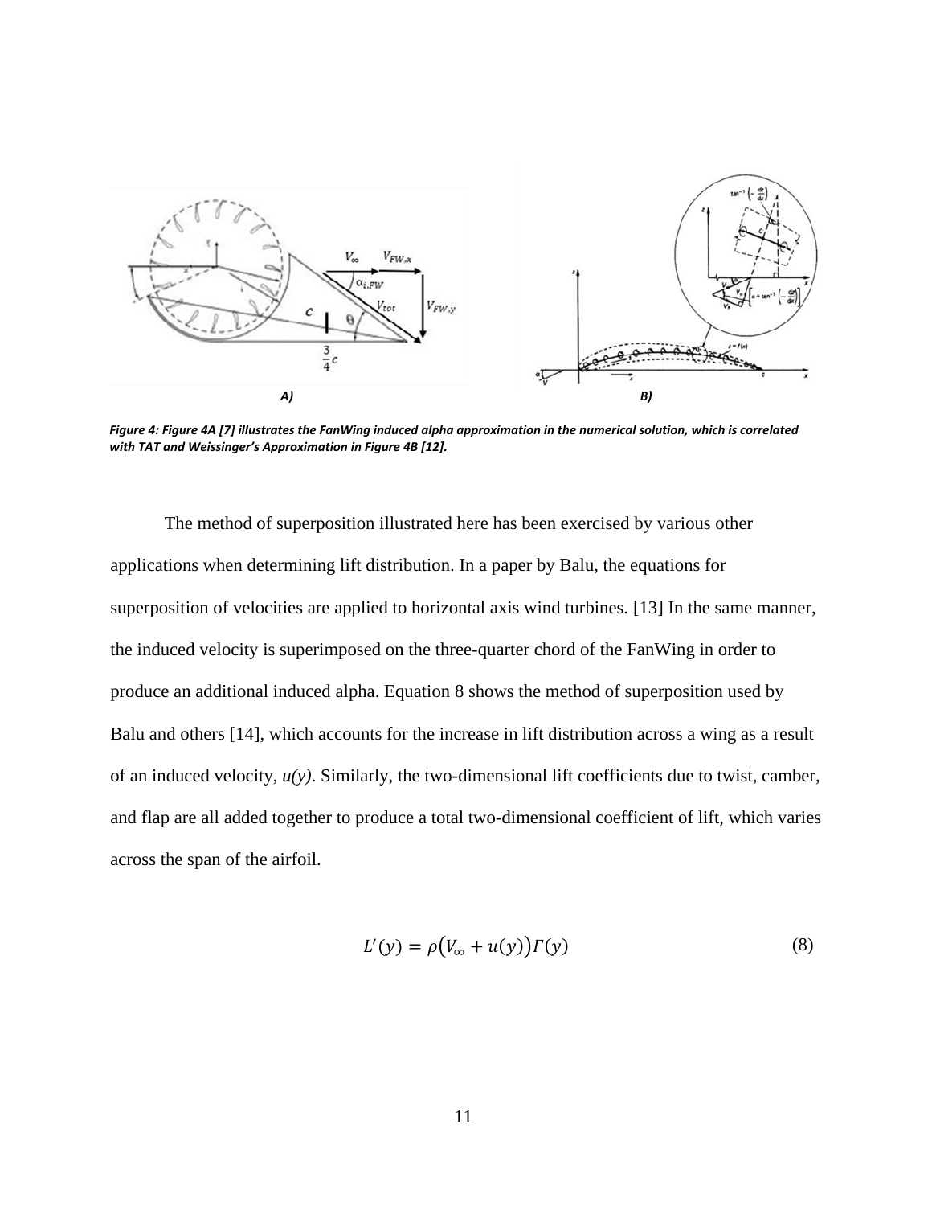A) B)

*Figure 4: Figure 4A [7] illustrates the FanWing induced alpha approximation in the numerical solution, which is correlated with TAT and Weissinger's Approximation in Figure 4B [12].*

The method of superposition illustrated here has been exercised by various other applications when determining lift distribution. In a paper by Balu, the equations for superposition of velocities are applied to horizontal axis wind turbines. [13] In the same manner, the induced velocity is superimposed on the three-quarter chord of the FanWing in order to produce an additional induced alpha. Equation 8 shows the method of superposition used by Balu and others [14], which accounts for the increase in lift distribution across a wing as a result of an induced velocity, $u(y)$. Similarly, the two-dimensional lift coefficients due to twist, camber, and flap are all added together to produce a total two-dimensional coefficient of lift, which varies across the span of the airfoil.

$$L'(y) = \rho\big(V_\infty + u(y)\big)\Gamma(y) \tag{8}$$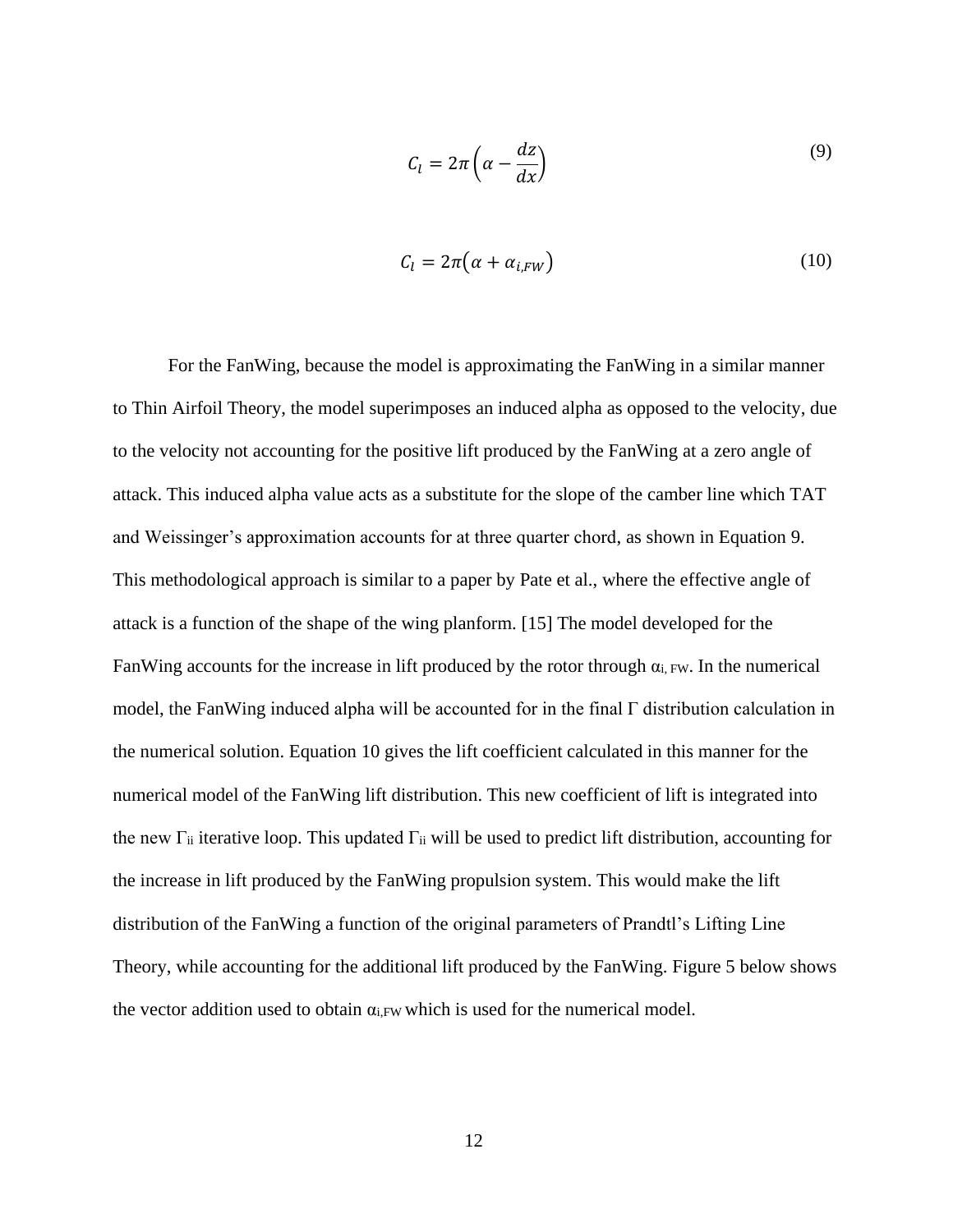$$C_l = 2\pi\left(\alpha - \frac{dz}{dx}\right) \tag{9}$$

$$C_l = 2\pi\left(\alpha + \alpha_{i,FW}\right) \tag{10}$$

For the FanWing, because the model is approximating the FanWing in a similar manner to Thin Airfoil Theory, the model superimposes an induced alpha as opposed to the velocity, due to the velocity not accounting for the positive lift produced by the FanWing at a zero angle of attack. This induced alpha value acts as a substitute for the slope of the camber line which TAT and Weissinger's approximation accounts for at three quarter chord, as shown in Equation 9. This methodological approach is similar to a paper by Pate et al., where the effective angle of attack is a function of the shape of the wing planform. [15] The model developed for the FanWing accounts for the increase in lift produced by the rotor through $\alpha_{i,\,FW}$. In the numerical model, the FanWing induced alpha will be accounted for in the final $\Gamma$ distribution calculation in the numerical solution. Equation 10 gives the lift coefficient calculated in this manner for the numerical model of the FanWing lift distribution. This new coefficient of lift is integrated into the new $\Gamma_{ii}$ iterative loop. This updated $\Gamma_{ii}$ will be used to predict lift distribution, accounting for the increase in lift produced by the FanWing propulsion system. This would make the lift distribution of the FanWing a function of the original parameters of Prandtl's Lifting Line Theory, while accounting for the additional lift produced by the FanWing. Figure 5 below shows the vector addition used to obtain $\alpha_{i,FW}$ which is used for the numerical model.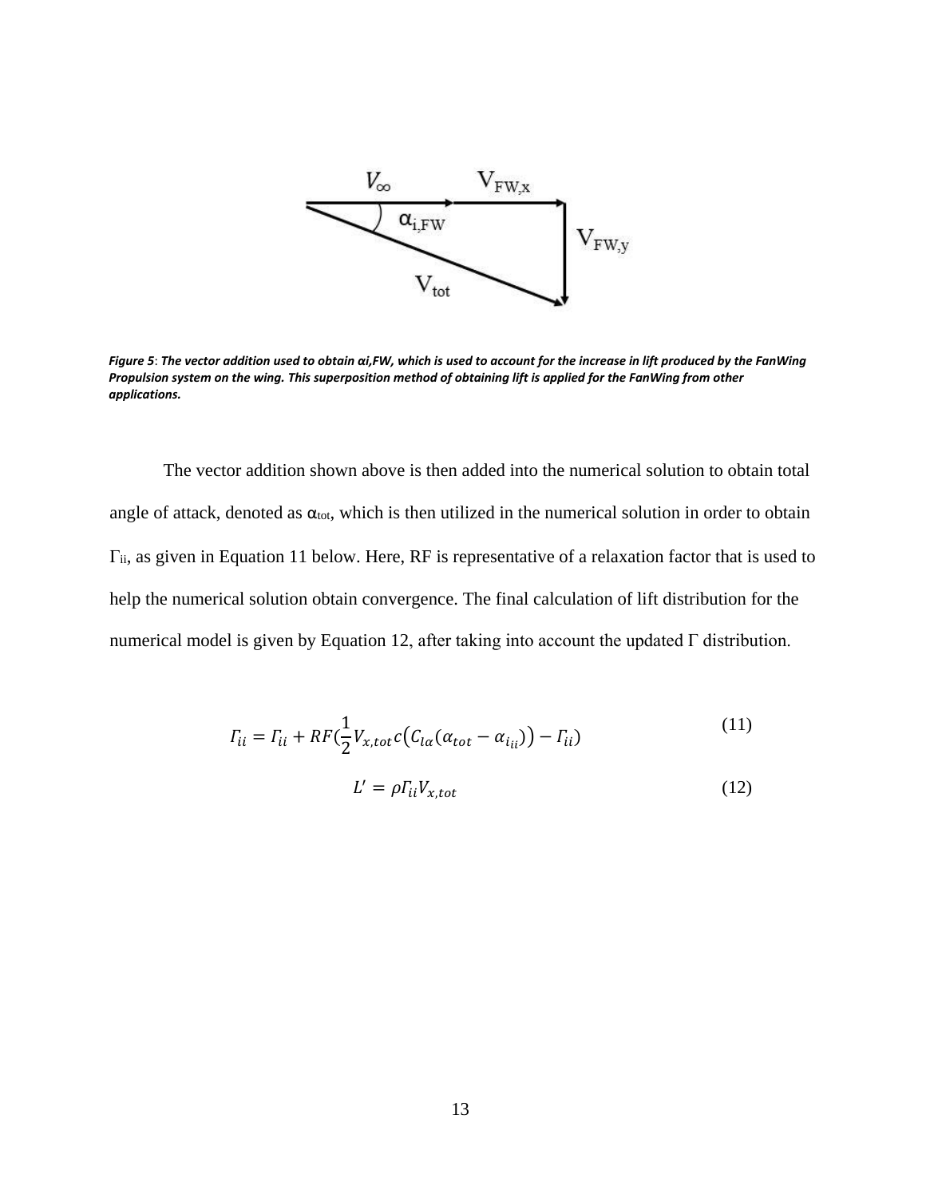*Figure 5: The vector addition used to obtain $\alpha_{i,FW}$, which is used to account for the increase in lift produced by the FanWing Propulsion system on the wing. This superposition method of obtaining lift is applied for the FanWing from other applications.*

The vector addition shown above is then added into the numerical solution to obtain total angle of attack, denoted as $\alpha_{tot}$, which is then utilized in the numerical solution in order to obtain $\Gamma_{ii}$, as given in Equation 11 below. Here, RF is representative of a relaxation factor that is used to help the numerical solution obtain convergence. The final calculation of lift distribution for the numerical model is given by Equation 12, after taking into account the updated $\Gamma$ distribution.

$$\Gamma_{ii} = \Gamma_{ii} + RF\left(\frac{1}{2}V_{x,tot}c\left(C_{l\alpha}(\alpha_{tot} - \alpha_{i_{ii}})\right) - \Gamma_{ii}\right) \tag{11}$$

$$L' = \rho \Gamma_{ii} V_{x,tot} \tag{12}$$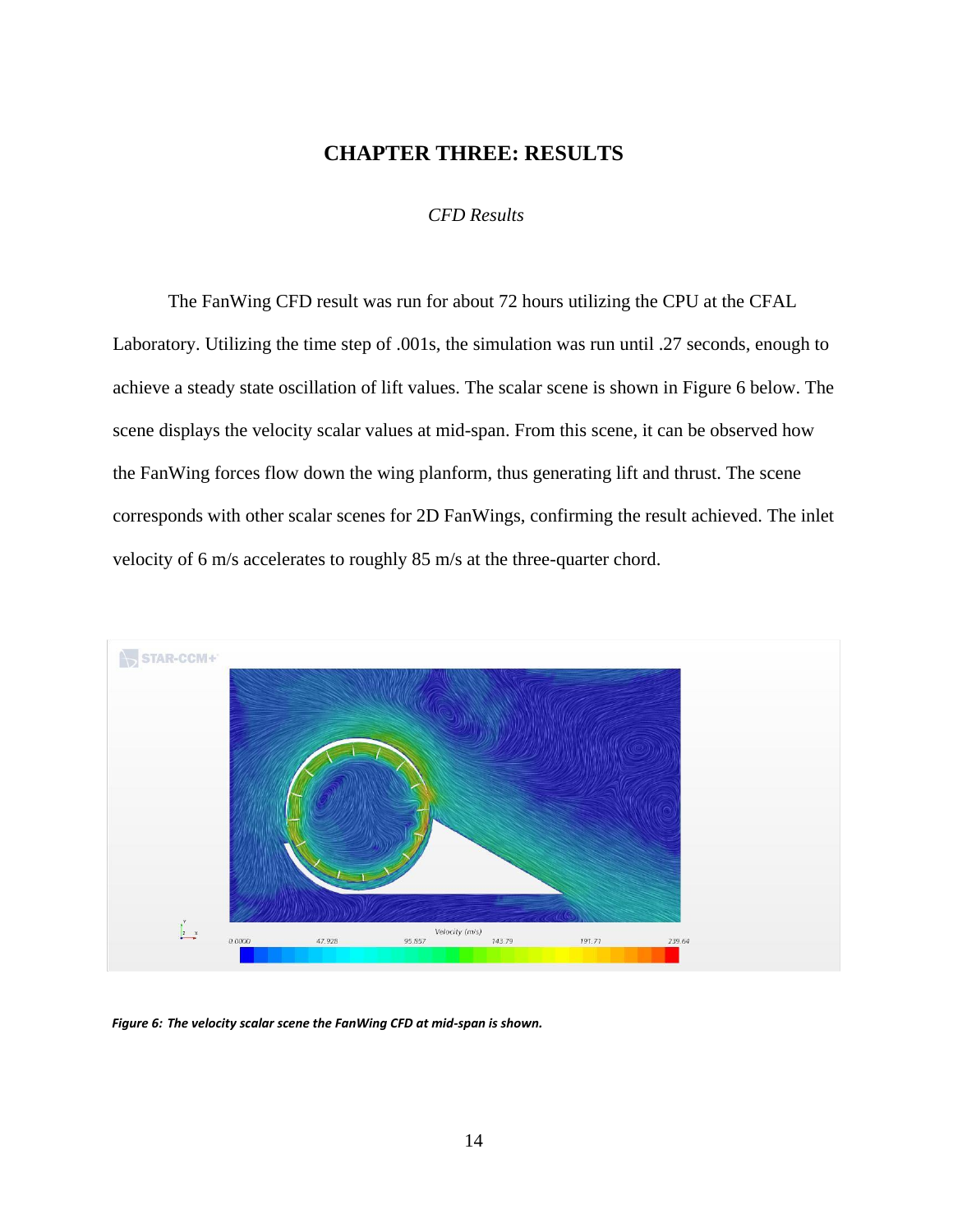# CHAPTER THREE: RESULTS

*CFD Results*

The FanWing CFD result was run for about 72 hours utilizing the CPU at the CFAL Laboratory. Utilizing the time step of .001s, the simulation was run until .27 seconds, enough to achieve a steady state oscillation of lift values. The scalar scene is shown in Figure 6 below. The scene displays the velocity scalar values at mid-span. From this scene, it can be observed how the FanWing forces flow down the wing planform, thus generating lift and thrust. The scene corresponds with other scalar scenes for 2D FanWings, confirming the result achieved. The inlet velocity of 6 m/s accelerates to roughly 85 m/s at the three-quarter chord.

***Figure 6: The velocity scalar scene the FanWing CFD at mid-span is shown.***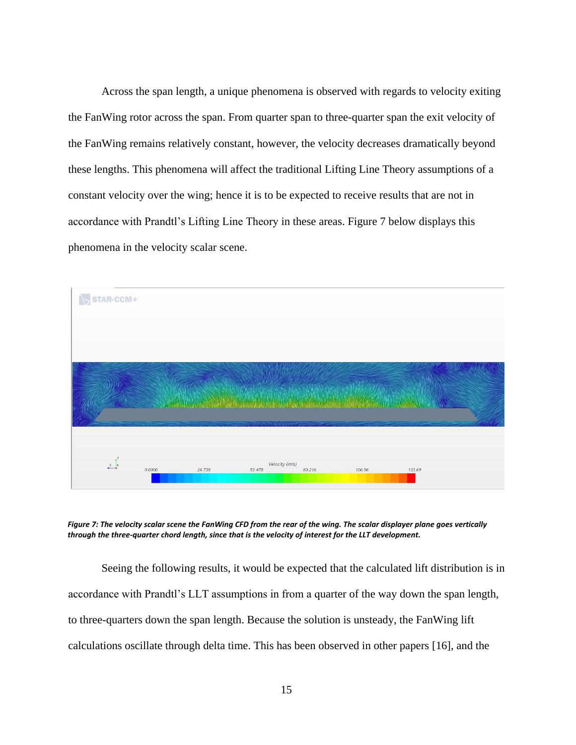Across the span length, a unique phenomena is observed with regards to velocity exiting the FanWing rotor across the span. From quarter span to three-quarter span the exit velocity of the FanWing remains relatively constant, however, the velocity decreases dramatically beyond these lengths. This phenomena will affect the traditional Lifting Line Theory assumptions of a constant velocity over the wing; hence it is to be expected to receive results that are not in accordance with Prandtl's Lifting Line Theory in these areas. Figure 7 below displays this phenomena in the velocity scalar scene.

***Figure 7: The velocity scalar scene the FanWing CFD from the rear of the wing. The scalar displayer plane goes vertically through the three-quarter chord length, since that is the velocity of interest for the LLT development.***

Seeing the following results, it would be expected that the calculated lift distribution is in accordance with Prandtl's LLT assumptions in from a quarter of the way down the span length, to three-quarters down the span length. Because the solution is unsteady, the FanWing lift calculations oscillate through delta time. This has been observed in other papers [16], and the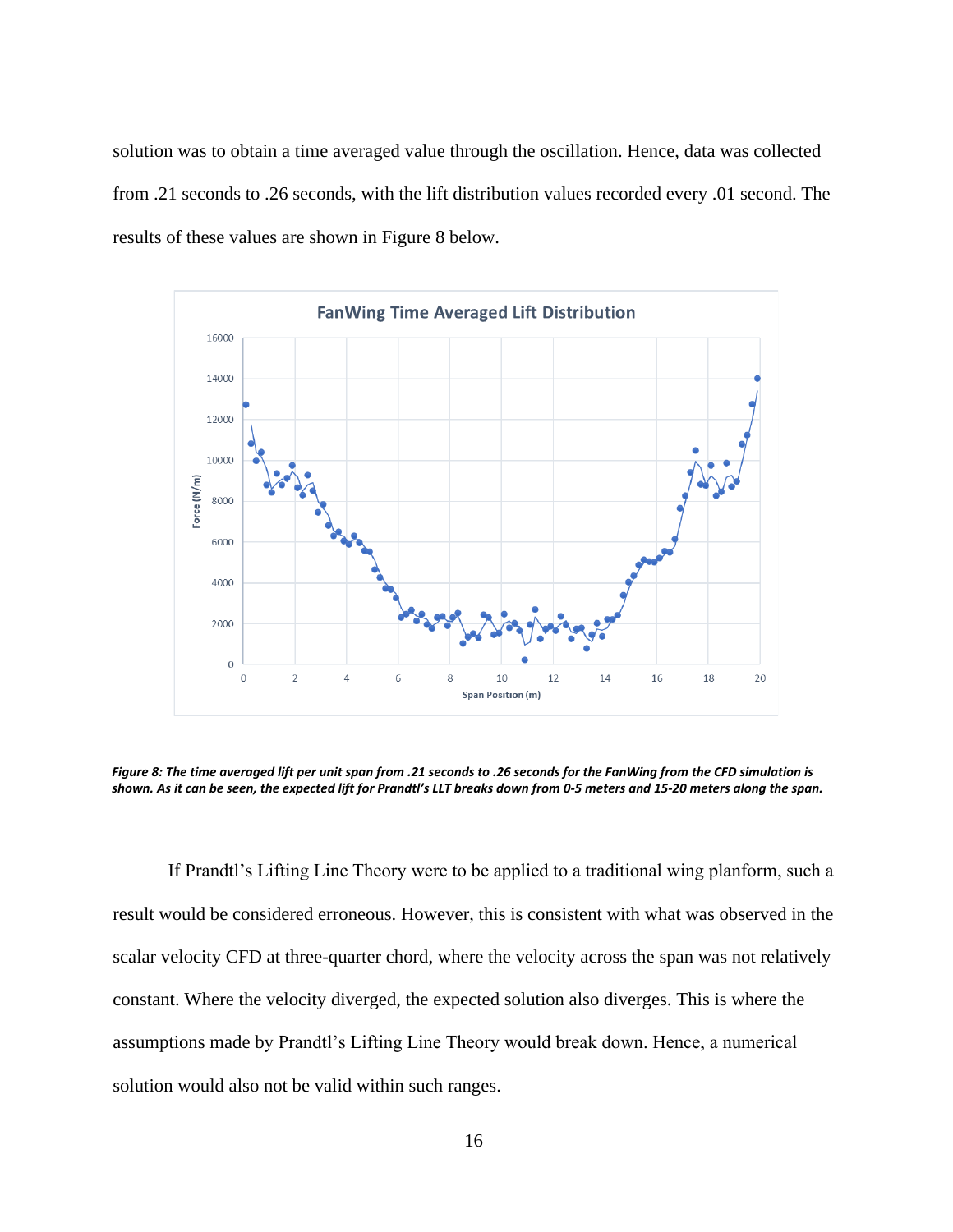solution was to obtain a time averaged value through the oscillation. Hence, data was collected from .21 seconds to .26 seconds, with the lift distribution values recorded every .01 second. The results of these values are shown in Figure 8 below.

***Figure 8: The time averaged lift per unit span from .21 seconds to .26 seconds for the FanWing from the CFD simulation is shown. As it can be seen, the expected lift for Prandtl's LLT breaks down from 0-5 meters and 15-20 meters along the span.***

If Prandtl's Lifting Line Theory were to be applied to a traditional wing planform, such a result would be considered erroneous. However, this is consistent with what was observed in the scalar velocity CFD at three-quarter chord, where the velocity across the span was not relatively constant. Where the velocity diverged, the expected solution also diverges. This is where the assumptions made by Prandtl's Lifting Line Theory would break down. Hence, a numerical solution would also not be valid within such ranges.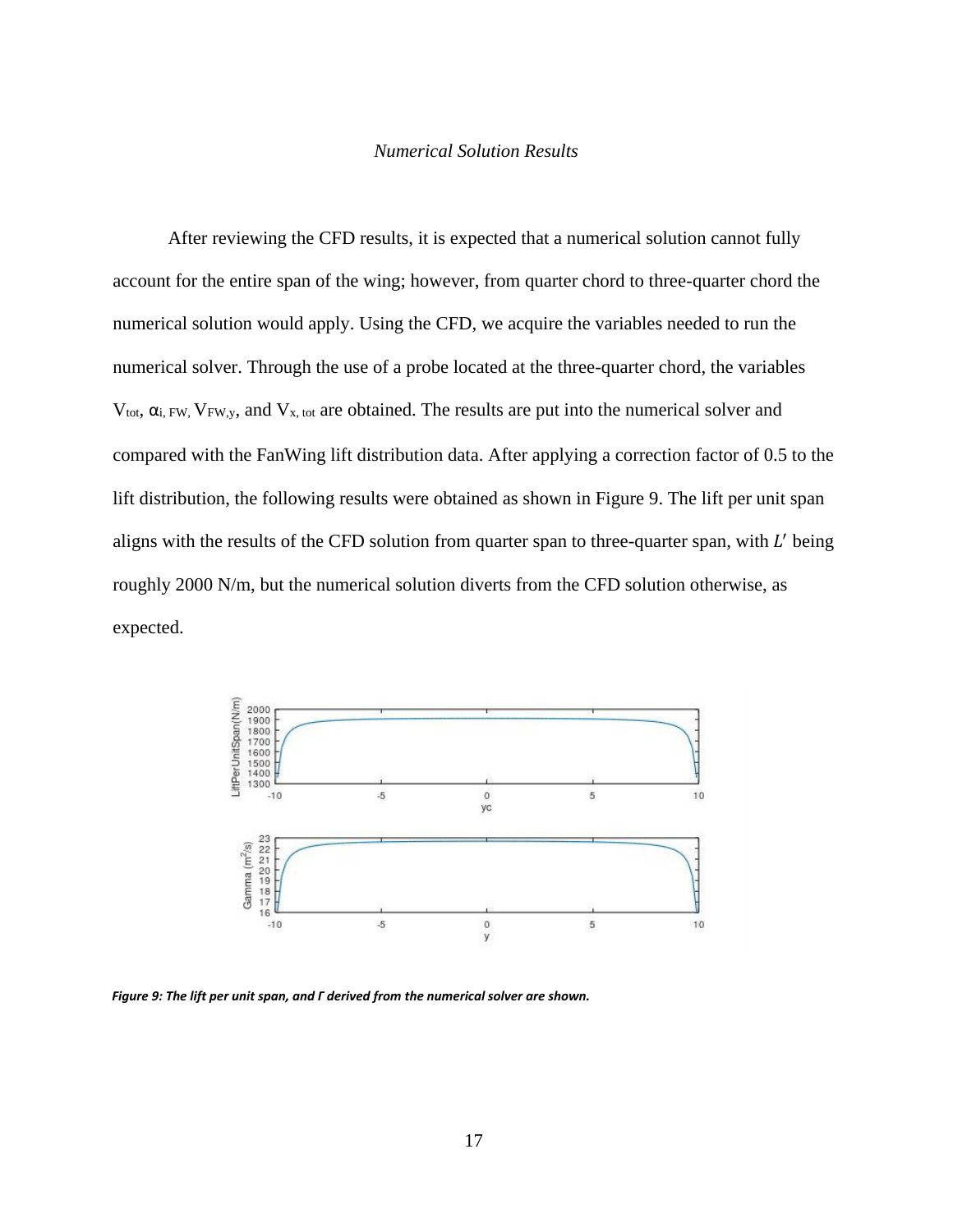*Numerical Solution Results*

After reviewing the CFD results, it is expected that a numerical solution cannot fully account for the entire span of the wing; however, from quarter chord to three-quarter chord the numerical solution would apply. Using the CFD, we acquire the variables needed to run the numerical solver. Through the use of a probe located at the three-quarter chord, the variables $V_{tot}$, $\alpha_{i,\,FW}$, $V_{FW,y}$, and $V_{x,\,tot}$ are obtained. The results are put into the numerical solver and compared with the FanWing lift distribution data. After applying a correction factor of 0.5 to the lift distribution, the following results were obtained as shown in Figure 9. The lift per unit span aligns with the results of the CFD solution from quarter span to three-quarter span, with $L'$ being roughly 2000 N/m, but the numerical solution diverts from the CFD solution otherwise, as expected.

***Figure 9: The lift per unit span, and Γ derived from the numerical solver are shown.***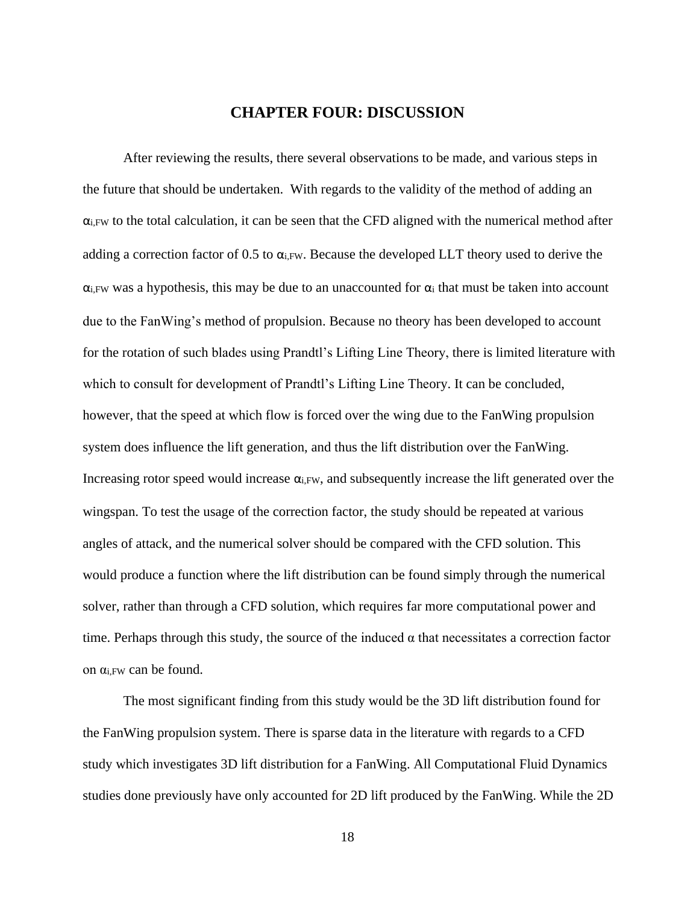# CHAPTER FOUR: DISCUSSION

After reviewing the results, there several observations to be made, and various steps in the future that should be undertaken. With regards to the validity of the method of adding an $\alpha_{i,FW}$ to the total calculation, it can be seen that the CFD aligned with the numerical method after adding a correction factor of 0.5 to $\alpha_{i,FW}$. Because the developed LLT theory used to derive the $\alpha_{i,FW}$ was a hypothesis, this may be due to an unaccounted for $\alpha_i$ that must be taken into account due to the FanWing's method of propulsion. Because no theory has been developed to account for the rotation of such blades using Prandtl's Lifting Line Theory, there is limited literature with which to consult for development of Prandtl's Lifting Line Theory. It can be concluded, however, that the speed at which flow is forced over the wing due to the FanWing propulsion system does influence the lift generation, and thus the lift distribution over the FanWing. Increasing rotor speed would increase $\alpha_{i,FW}$, and subsequently increase the lift generated over the wingspan. To test the usage of the correction factor, the study should be repeated at various angles of attack, and the numerical solver should be compared with the CFD solution. This would produce a function where the lift distribution can be found simply through the numerical solver, rather than through a CFD solution, which requires far more computational power and time. Perhaps through this study, the source of the induced $\alpha$ that necessitates a correction factor on $\alpha_{i,FW}$ can be found.

The most significant finding from this study would be the 3D lift distribution found for the FanWing propulsion system. There is sparse data in the literature with regards to a CFD study which investigates 3D lift distribution for a FanWing. All Computational Fluid Dynamics studies done previously have only accounted for 2D lift produced by the FanWing. While the 2D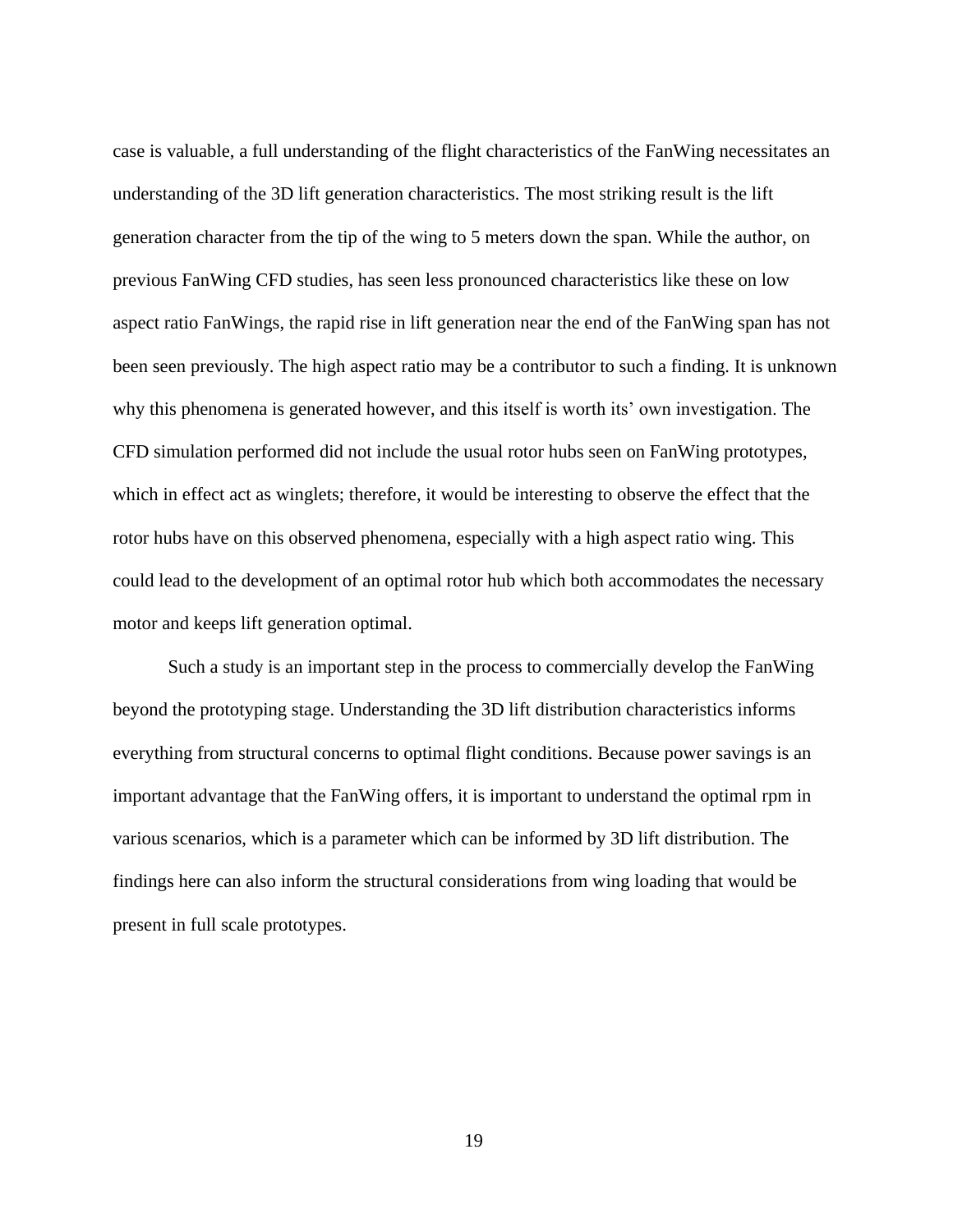case is valuable, a full understanding of the flight characteristics of the FanWing necessitates an understanding of the 3D lift generation characteristics. The most striking result is the lift generation character from the tip of the wing to 5 meters down the span. While the author, on previous FanWing CFD studies, has seen less pronounced characteristics like these on low aspect ratio FanWings, the rapid rise in lift generation near the end of the FanWing span has not been seen previously. The high aspect ratio may be a contributor to such a finding. It is unknown why this phenomena is generated however, and this itself is worth its' own investigation. The CFD simulation performed did not include the usual rotor hubs seen on FanWing prototypes, which in effect act as winglets; therefore, it would be interesting to observe the effect that the rotor hubs have on this observed phenomena, especially with a high aspect ratio wing. This could lead to the development of an optimal rotor hub which both accommodates the necessary motor and keeps lift generation optimal.

Such a study is an important step in the process to commercially develop the FanWing beyond the prototyping stage. Understanding the 3D lift distribution characteristics informs everything from structural concerns to optimal flight conditions. Because power savings is an important advantage that the FanWing offers, it is important to understand the optimal rpm in various scenarios, which is a parameter which can be informed by 3D lift distribution. The findings here can also inform the structural considerations from wing loading that would be present in full scale prototypes.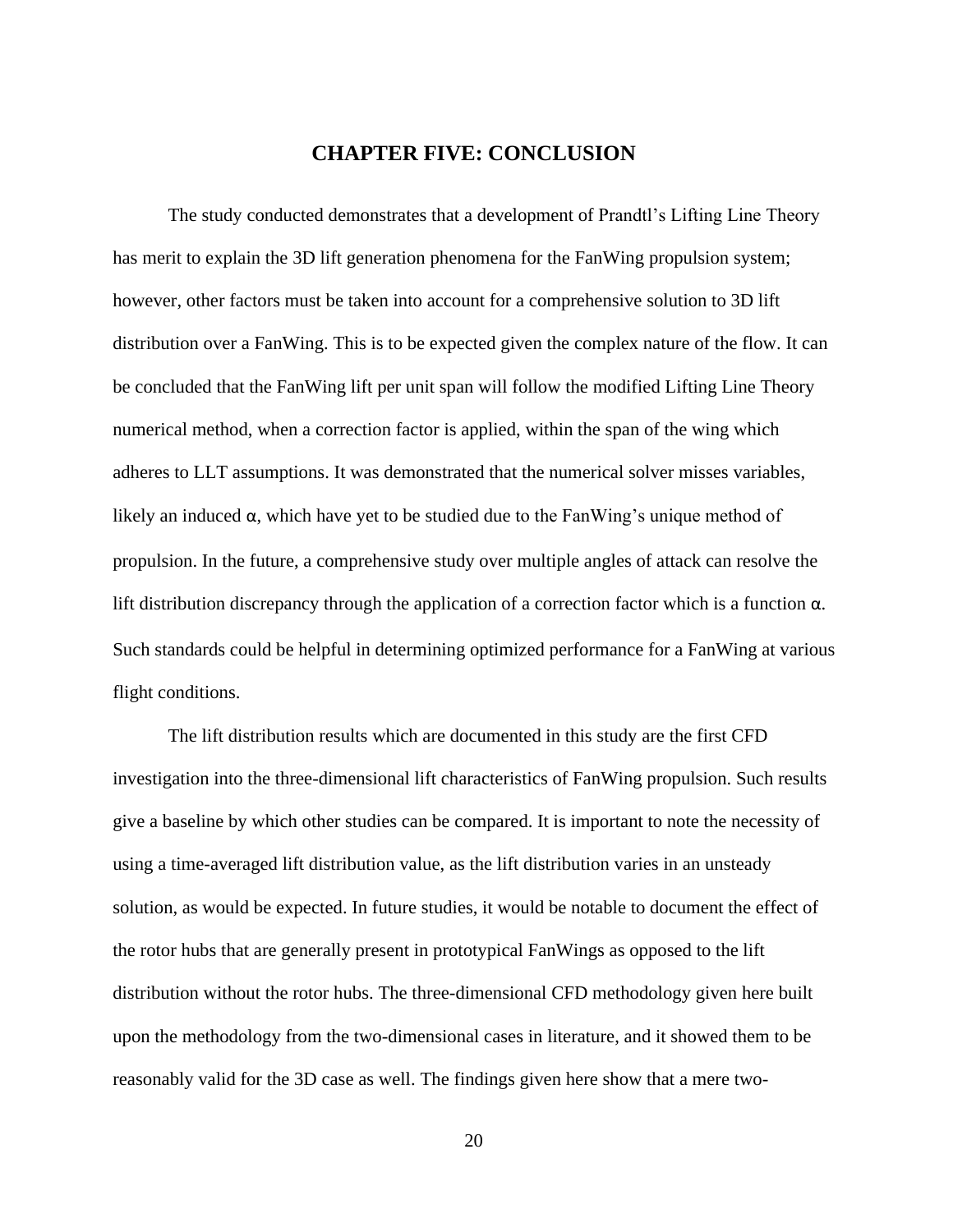# CHAPTER FIVE: CONCLUSION

The study conducted demonstrates that a development of Prandtl's Lifting Line Theory has merit to explain the 3D lift generation phenomena for the FanWing propulsion system; however, other factors must be taken into account for a comprehensive solution to 3D lift distribution over a FanWing. This is to be expected given the complex nature of the flow. It can be concluded that the FanWing lift per unit span will follow the modified Lifting Line Theory numerical method, when a correction factor is applied, within the span of the wing which adheres to LLT assumptions. It was demonstrated that the numerical solver misses variables, likely an induced $\alpha$, which have yet to be studied due to the FanWing's unique method of propulsion. In the future, a comprehensive study over multiple angles of attack can resolve the lift distribution discrepancy through the application of a correction factor which is a function $\alpha$. Such standards could be helpful in determining optimized performance for a FanWing at various flight conditions.

The lift distribution results which are documented in this study are the first CFD investigation into the three-dimensional lift characteristics of FanWing propulsion. Such results give a baseline by which other studies can be compared. It is important to note the necessity of using a time-averaged lift distribution value, as the lift distribution varies in an unsteady solution, as would be expected. In future studies, it would be notable to document the effect of the rotor hubs that are generally present in prototypical FanWings as opposed to the lift distribution without the rotor hubs. The three-dimensional CFD methodology given here built upon the methodology from the two-dimensional cases in literature, and it showed them to be reasonably valid for the 3D case as well. The findings given here show that a mere two-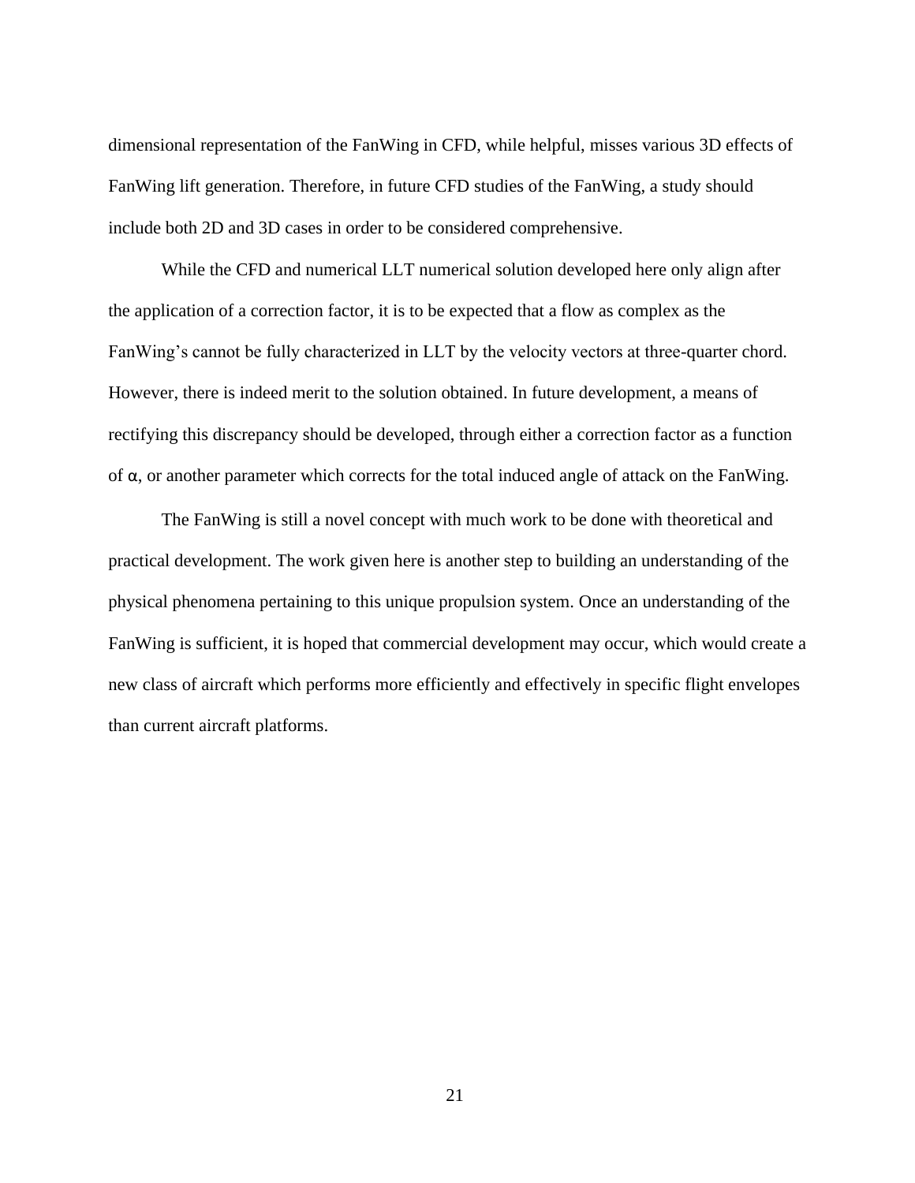dimensional representation of the FanWing in CFD, while helpful, misses various 3D effects of FanWing lift generation. Therefore, in future CFD studies of the FanWing, a study should include both 2D and 3D cases in order to be considered comprehensive.

While the CFD and numerical LLT numerical solution developed here only align after the application of a correction factor, it is to be expected that a flow as complex as the FanWing's cannot be fully characterized in LLT by the velocity vectors at three-quarter chord. However, there is indeed merit to the solution obtained. In future development, a means of rectifying this discrepancy should be developed, through either a correction factor as a function of $\alpha$, or another parameter which corrects for the total induced angle of attack on the FanWing.

The FanWing is still a novel concept with much work to be done with theoretical and practical development. The work given here is another step to building an understanding of the physical phenomena pertaining to this unique propulsion system. Once an understanding of the FanWing is sufficient, it is hoped that commercial development may occur, which would create a new class of aircraft which performs more efficiently and effectively in specific flight envelopes than current aircraft platforms.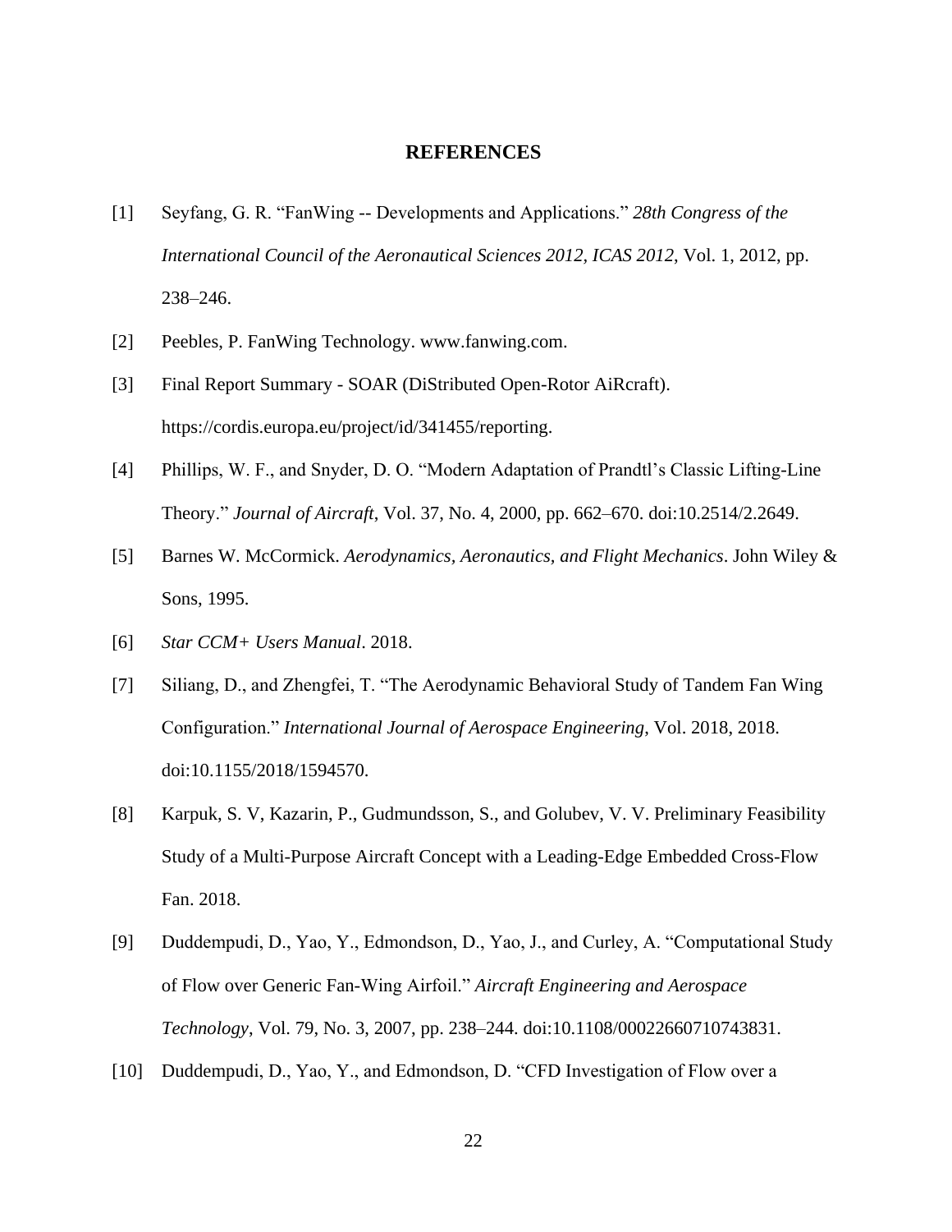# REFERENCES

[1] Seyfang, G. R. "FanWing -- Developments and Applications." *28th Congress of the International Council of the Aeronautical Sciences 2012, ICAS 2012*, Vol. 1, 2012, pp. 238–246.

[2] Peebles, P. FanWing Technology. www.fanwing.com.

[3] Final Report Summary - SOAR (DiStributed Open-Rotor AiRcraft). https://cordis.europa.eu/project/id/341455/reporting.

[4] Phillips, W. F., and Snyder, D. O. "Modern Adaptation of Prandtl's Classic Lifting-Line Theory." *Journal of Aircraft*, Vol. 37, No. 4, 2000, pp. 662–670. doi:10.2514/2.2649.

[5] Barnes W. McCormick. *Aerodynamics, Aeronautics, and Flight Mechanics*. John Wiley & Sons, 1995.

[6] *Star CCM+ Users Manual*. 2018.

[7] Siliang, D., and Zhengfei, T. "The Aerodynamic Behavioral Study of Tandem Fan Wing Configuration." *International Journal of Aerospace Engineering*, Vol. 2018, 2018. doi:10.1155/2018/1594570.

[8] Karpuk, S. V, Kazarin, P., Gudmundsson, S., and Golubev, V. V. Preliminary Feasibility Study of a Multi-Purpose Aircraft Concept with a Leading-Edge Embedded Cross-Flow Fan. 2018.

[9] Duddempudi, D., Yao, Y., Edmondson, D., Yao, J., and Curley, A. "Computational Study of Flow over Generic Fan-Wing Airfoil." *Aircraft Engineering and Aerospace Technology*, Vol. 79, No. 3, 2007, pp. 238–244. doi:10.1108/00022660710743831.

[10] Duddempudi, D., Yao, Y., and Edmondson, D. "CFD Investigation of Flow over a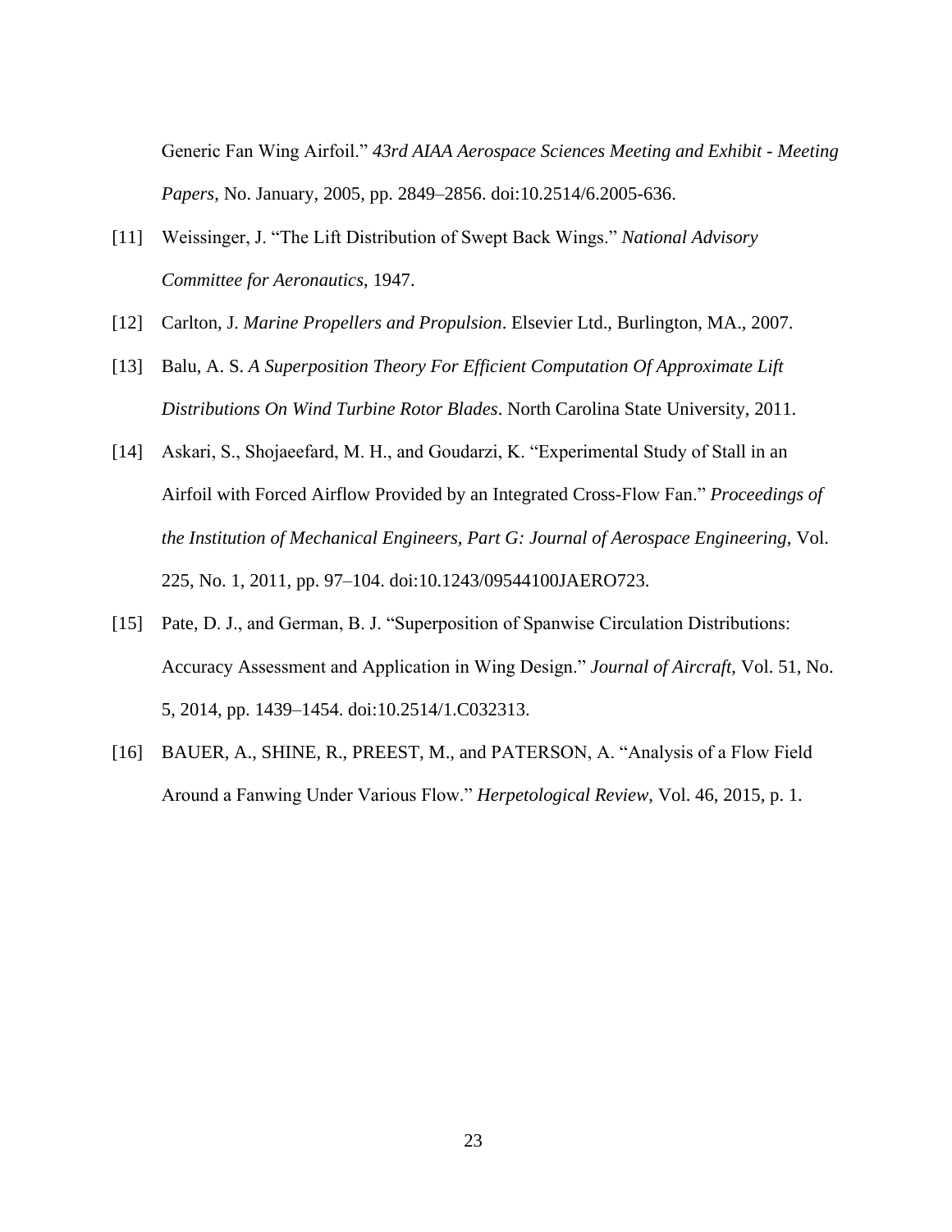Generic Fan Wing Airfoil." *43rd AIAA Aerospace Sciences Meeting and Exhibit - Meeting Papers*, No. January, 2005, pp. 2849–2856. doi:10.2514/6.2005-636.

[11] Weissinger, J. "The Lift Distribution of Swept Back Wings." *National Advisory Committee for Aeronautics*, 1947.

[12] Carlton, J. *Marine Propellers and Propulsion*. Elsevier Ltd., Burlington, MA., 2007.

[13] Balu, A. S. *A Superposition Theory For Efficient Computation Of Approximate Lift Distributions On Wind Turbine Rotor Blades*. North Carolina State University, 2011.

[14] Askari, S., Shojaeefard, M. H., and Goudarzi, K. "Experimental Study of Stall in an Airfoil with Forced Airflow Provided by an Integrated Cross-Flow Fan." *Proceedings of the Institution of Mechanical Engineers, Part G: Journal of Aerospace Engineering*, Vol. 225, No. 1, 2011, pp. 97–104. doi:10.1243/09544100JAERO723.

[15] Pate, D. J., and German, B. J. "Superposition of Spanwise Circulation Distributions: Accuracy Assessment and Application in Wing Design." *Journal of Aircraft*, Vol. 51, No. 5, 2014, pp. 1439–1454. doi:10.2514/1.C032313.

[16] BAUER, A., SHINE, R., PREEST, M., and PATERSON, A. "Analysis of a Flow Field Around a Fanwing Under Various Flow." *Herpetological Review*, Vol. 46, 2015, p. 1.